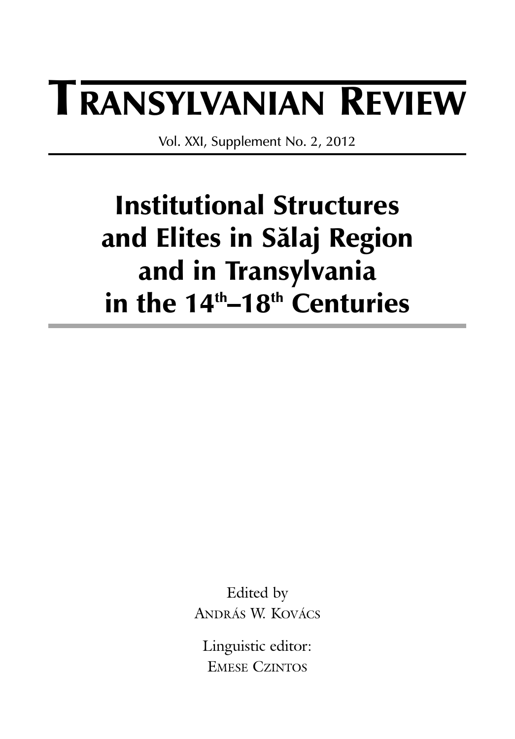# Transylvanian Review

Vol. XXI, Supplement No. 2, 2012

## Institutional Structures and Elites in Sălaj Region and in Transylvania in the 14th–18th Centuries

Edited by
András W. Kovács

Linguistic editor:
Emese Czintos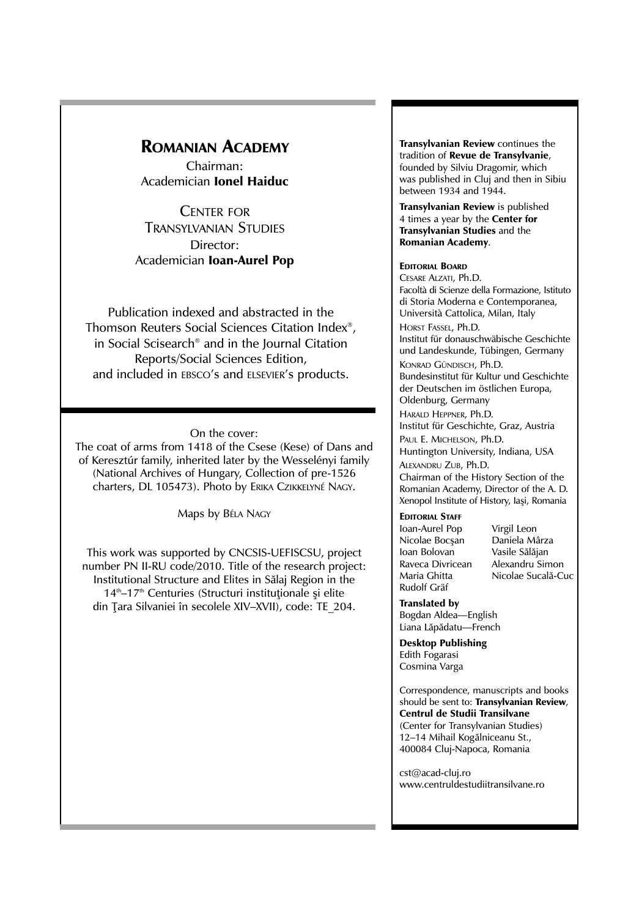## ROMANIAN ACADEMY

Chairman:
Academician **Ionel Haiduc**

CENTER FOR TRANSYLVANIAN STUDIES
Director:
Academician **Ioan-Aurel Pop**

Publication indexed and abstracted in the Thomson Reuters Social Sciences Citation Index®, in Social Scisearch® and in the Journal Citation Reports/Social Sciences Edition, and included in EBSCO's and ELSEVIER's products.

On the cover:
The coat of arms from 1418 of the Csese (Kese) of Dans and of Keresztúr family, inherited later by the Wesselényi family (National Archives of Hungary, Collection of pre-1526 charters, DL 105473). Photo by ERIKA CZIKKELYNÉ NAGY.

Maps by BÉLA NAGY

This work was supported by CNCSIS-UEFISCSU, project number PN II-RU code/2010. Title of the research project: Institutional Structure and Elites in Sălaj Region in the 14th–17th Centuries (Structuri instituţionale şi elite din Ţara Silvaniei în secolele XIV–XVII), code: TE_204.

**Transylvanian Review** continues the tradition of **Revue de Transylvanie**, founded by Silviu Dragomir, which was published in Cluj and then in Sibiu between 1934 and 1944.

**Transylvanian Review** is published 4 times a year by the **Center for Transylvanian Studies** and the **Romanian Academy**.

**EDITORIAL BOARD**

CESARE ALZATI, Ph.D.
Facoltà di Scienze della Formazione, Istituto di Storia Moderna e Contemporanea, Università Cattolica, Milan, Italy

HORST FASSEL, Ph.D.
Institut für donauschwäbische Geschichte und Landeskunde, Tübingen, Germany

KONRAD GÜNDISCH, Ph.D.
Bundesinstitut für Kultur und Geschichte der Deutschen im östlichen Europa, Oldenburg, Germany

HARALD HEPPNER, Ph.D.
Institut für Geschichte, Graz, Austria

PAUL E. MICHELSON, Ph.D.
Huntington University, Indiana, USA

ALEXANDRU ZUB, Ph.D.
Chairman of the History Section of the Romanian Academy, Director of the A. D. Xenopol Institute of History, Iaşi, Romania

**EDITORIAL STAFF**

Ioan-Aurel Pop
Nicolae Bocşan
Ioan Bolovan
Raveca Divricean
Maria Ghitta
Rudolf Gräf
Virgil Leon
Daniela Mârza
Vasile Sălăjan
Alexandru Simon
Nicolae Sucală-Cuc

**Translated by**
Bogdan Aldea—English
Liana Lăpădatu—French

**Desktop Publishing**
Edith Fogarasi
Cosmina Varga

Correspondence, manuscripts and books should be sent to: **Transylvanian Review**, **Centrul de Studii Transilvane** (Center for Transylvanian Studies)
12–14 Mihail Kogălniceanu St.,
400084 Cluj-Napoca, Romania

cst@acad-cluj.ro
www.centruldestudiitransilvane.ro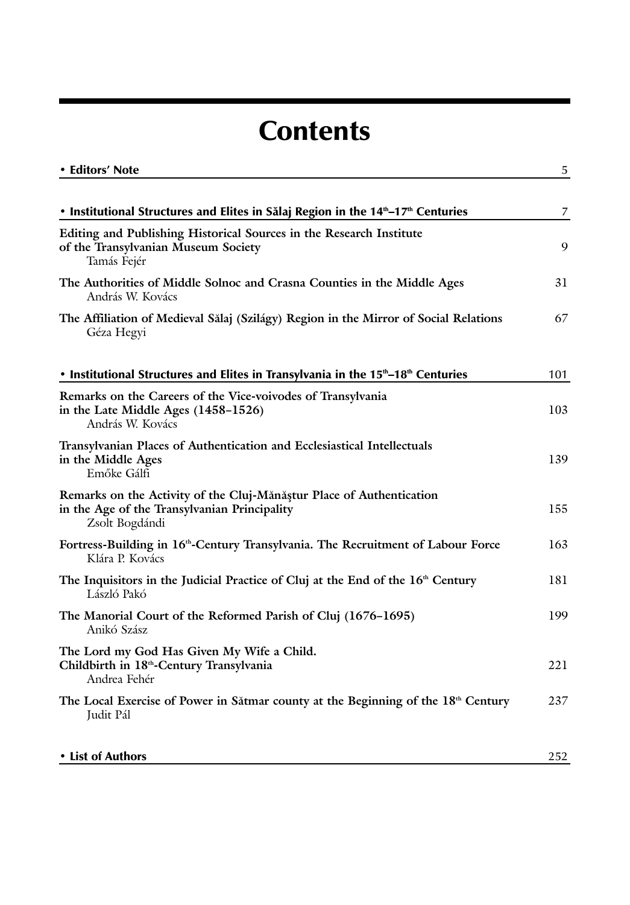# Contents

- **Editors' Note** 5

- **Institutional Structures and Elites in Sălaj Region in the 14th–17th Centuries** 7

**Editing and Publishing Historical Sources in the Research Institute of the Transylvanian Museum Society** 9
Tamás Fejér

**The Authorities of Middle Solnoc and Crasna Counties in the Middle Ages** 31
András W. Kovács

**The Affiliation of Medieval Sălaj (Szilágy) Region in the Mirror of Social Relations** 67
Géza Hegyi

- **Institutional Structures and Elites in Transylvania in the 15th–18th Centuries** 101

**Remarks on the Careers of the Vice-voivodes of Transylvania in the Late Middle Ages (1458–1526)** 103
András W. Kovács

**Transylvanian Places of Authentication and Ecclesiastical Intellectuals in the Middle Ages** 139
Emőke Gálfi

**Remarks on the Activity of the Cluj-Mănăştur Place of Authentication in the Age of the Transylvanian Principality** 155
Zsolt Bogdándi

**Fortress-Building in 16th-Century Transylvania. The Recruitment of Labour Force** 163
Klára P. Kovács

**The Inquisitors in the Judicial Practice of Cluj at the End of the 16th Century** 181
László Pakó

**The Manorial Court of the Reformed Parish of Cluj (1676–1695)** 199
Anikó Szász

**The Lord my God Has Given My Wife a Child. Childbirth in 18th-Century Transylvania** 221
Andrea Fehér

**The Local Exercise of Power in Sătmar county at the Beginning of the 18th Century** 237
Judit Pál

- **List of Authors** 252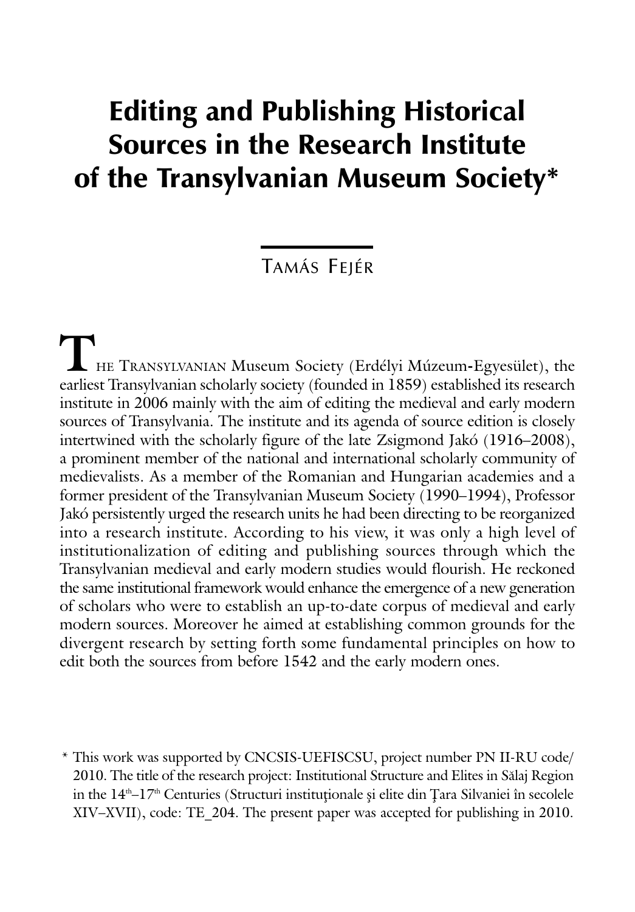# Editing and Publishing Historical Sources in the Research Institute of the Transylvanian Museum Society*

TAMÁS FEJÉR

THE TRANSYLVANIAN Museum Society (Erdélyi Múzeum-Egyesület), the earliest Transylvanian scholarly society (founded in 1859) established its research institute in 2006 mainly with the aim of editing the medieval and early modern sources of Transylvania. The institute and its agenda of source edition is closely intertwined with the scholarly figure of the late Zsigmond Jakó (1916–2008), a prominent member of the national and international scholarly community of medievalists. As a member of the Romanian and Hungarian academies and a former president of the Transylvanian Museum Society (1990–1994), Professor Jakó persistently urged the research units he had been directing to be reorganized into a research institute. According to his view, it was only a high level of institutionalization of editing and publishing sources through which the Transylvanian medieval and early modern studies would flourish. He reckoned the same institutional framework would enhance the emergence of a new generation of scholars who were to establish an up-to-date corpus of medieval and early modern sources. Moreover he aimed at establishing common grounds for the divergent research by setting forth some fundamental principles on how to edit both the sources from before 1542 and the early modern ones.

\* This work was supported by CNCSIS-UEFISCSU, project number PN II-RU code/2010. The title of the research project: Institutional Structure and Elites in Sălaj Region in the 14th–17th Centuries (Structuri instituţionale şi elite din Ţara Silvaniei în secolele XIV–XVII), code: TE_204. The present paper was accepted for publishing in 2010.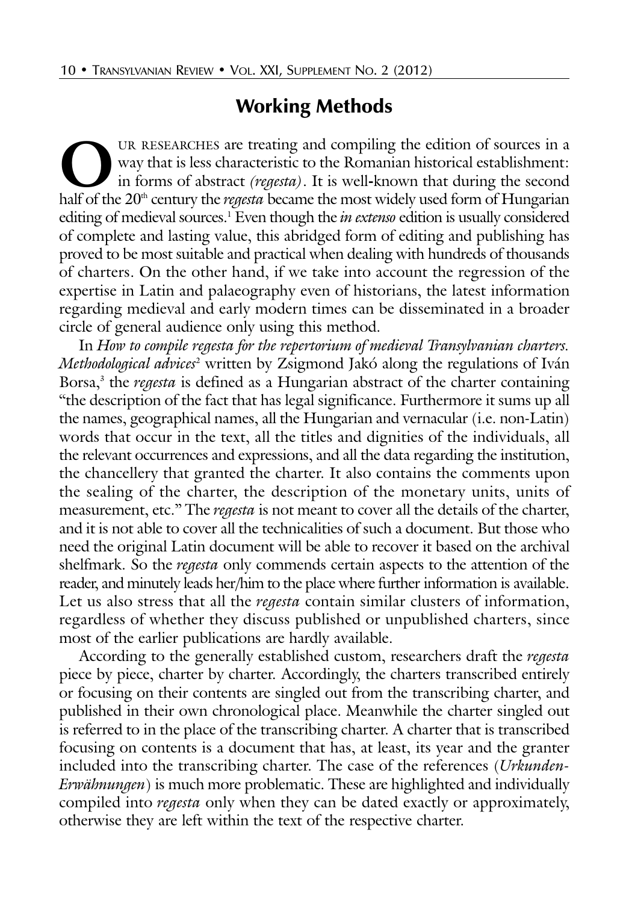## Working Methods

OUR RESEARCHES are treating and compiling the edition of sources in a way that is less characteristic to the Romanian historical establishment: in forms of abstract *(regesta)*. It is well-known that during the second half of the 20th century the *regesta* became the most widely used form of Hungarian editing of medieval sources.[1] Even though the *in extenso* edition is usually considered of complete and lasting value, this abridged form of editing and publishing has proved to be most suitable and practical when dealing with hundreds of thousands of charters. On the other hand, if we take into account the regression of the expertise in Latin and palaeography even of historians, the latest information regarding medieval and early modern times can be disseminated in a broader circle of general audience only using this method.

In *How to compile regesta for the repertorium of medieval Transylvanian charters. Methodological advices*[2] written by Zsigmond Jakó along the regulations of Iván Borsa,[3] the *regesta* is defined as a Hungarian abstract of the charter containing "the description of the fact that has legal significance. Furthermore it sums up all the names, geographical names, all the Hungarian and vernacular (i.e. non-Latin) words that occur in the text, all the titles and dignities of the individuals, all the relevant occurrences and expressions, and all the data regarding the institution, the chancellery that granted the charter. It also contains the comments upon the sealing of the charter, the description of the monetary units, units of measurement, etc." The *regesta* is not meant to cover all the details of the charter, and it is not able to cover all the technicalities of such a document. But those who need the original Latin document will be able to recover it based on the archival shelfmark. So the *regesta* only commends certain aspects to the attention of the reader, and minutely leads her/him to the place where further information is available. Let us also stress that all the *regesta* contain similar clusters of information, regardless of whether they discuss published or unpublished charters, since most of the earlier publications are hardly available.

According to the generally established custom, researchers draft the *regesta* piece by piece, charter by charter. Accordingly, the charters transcribed entirely or focusing on their contents are singled out from the transcribing charter, and published in their own chronological place. Meanwhile the charter singled out is referred to in the place of the transcribing charter. A charter that is transcribed focusing on contents is a document that has, at least, its year and the granter included into the transcribing charter. The case of the references (*Urkunden-Erwähnungen*) is much more problematic. These are highlighted and individually compiled into *regesta* only when they can be dated exactly or approximately, otherwise they are left within the text of the respective charter.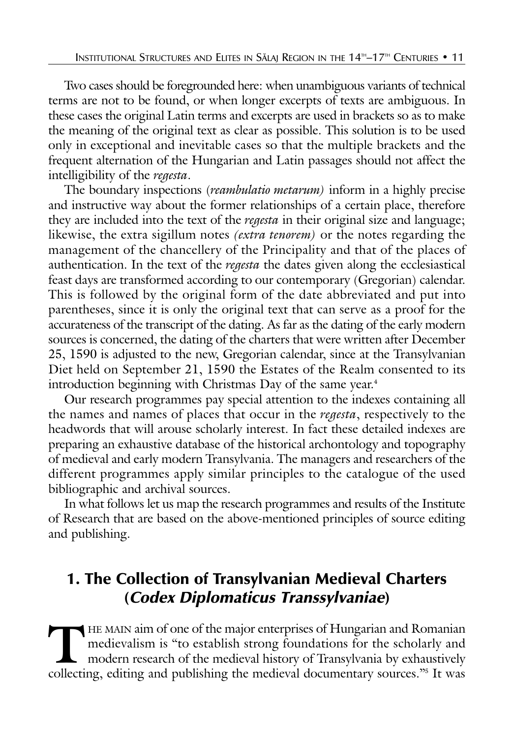Two cases should be foregrounded here: when unambiguous variants of technical terms are not to be found, or when longer excerpts of texts are ambiguous. In these cases the original Latin terms and excerpts are used in brackets so as to make the meaning of the original text as clear as possible. This solution is to be used only in exceptional and inevitable cases so that the multiple brackets and the frequent alternation of the Hungarian and Latin passages should not affect the intelligibility of the *regesta*.

The boundary inspections (*reambulatio metarum)* inform in a highly precise and instructive way about the former relationships of a certain place, therefore they are included into the text of the *regesta* in their original size and language; likewise, the extra sigillum notes *(extra tenorem)* or the notes regarding the management of the chancellery of the Principality and that of the places of authentication. In the text of the *regesta* the dates given along the ecclesiastical feast days are transformed according to our contemporary (Gregorian) calendar. This is followed by the original form of the date abbreviated and put into parentheses, since it is only the original text that can serve as a proof for the accurateness of the transcript of the dating. As far as the dating of the early modern sources is concerned, the dating of the charters that were written after December 25, 1590 is adjusted to the new, Gregorian calendar, since at the Transylvanian Diet held on September 21, 1590 the Estates of the Realm consented to its introduction beginning with Christmas Day of the same year.[4]

Our research programmes pay special attention to the indexes containing all the names and names of places that occur in the *regesta*, respectively to the headwords that will arouse scholarly interest. In fact these detailed indexes are preparing an exhaustive database of the historical archontology and topography of medieval and early modern Transylvania. The managers and researchers of the different programmes apply similar principles to the catalogue of the used bibliographic and archival sources.

In what follows let us map the research programmes and results of the Institute of Research that are based on the above-mentioned principles of source editing and publishing.

## 1. The Collection of Transylvanian Medieval Charters (*Codex Diplomaticus Transsylvaniae*)

The main aim of one of the major enterprises of Hungarian and Romanian medievalism is "to establish strong foundations for the scholarly and modern research of the medieval history of Transylvania by exhaustively collecting, editing and publishing the medieval documentary sources."[5] It was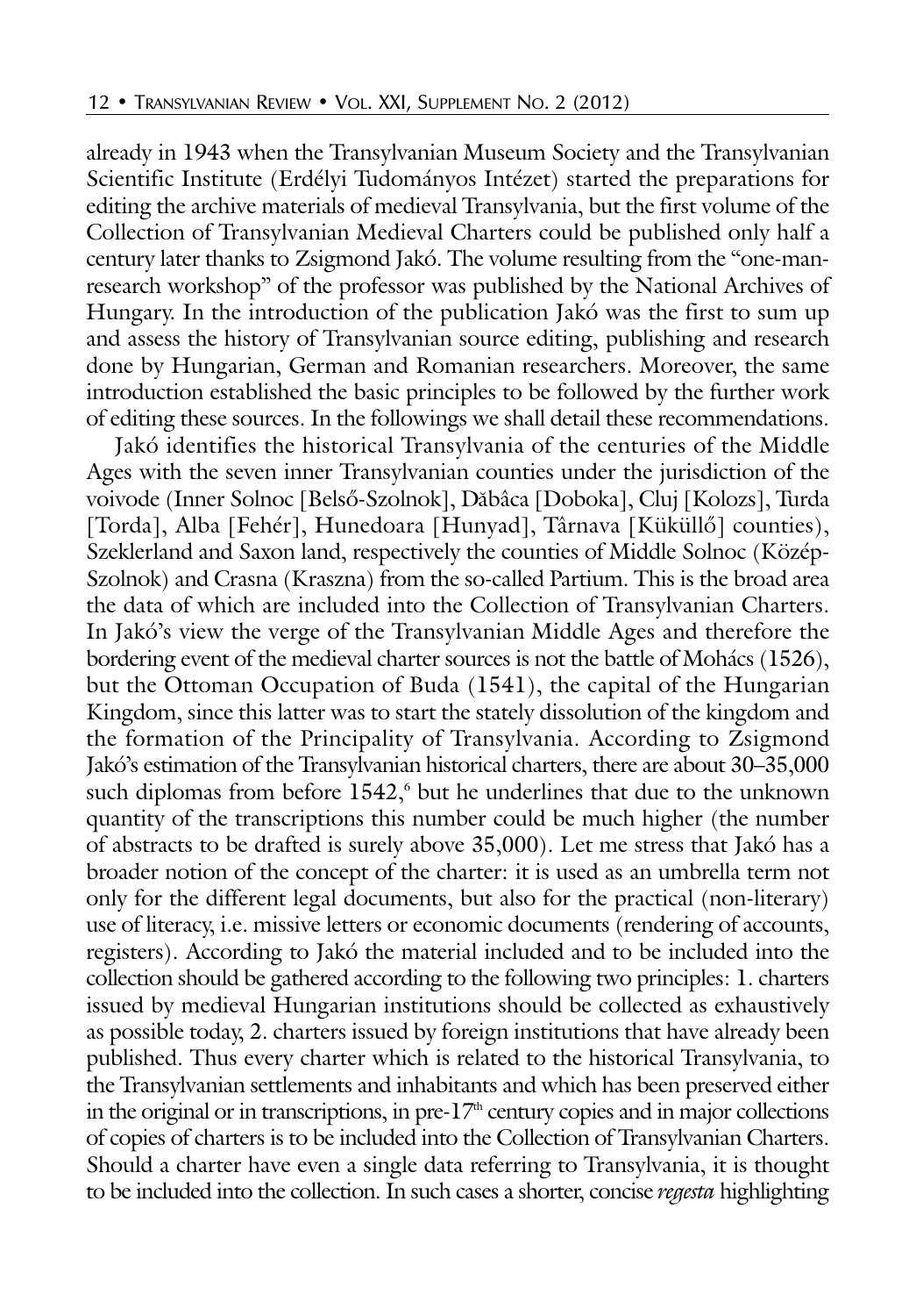already in 1943 when the Transylvanian Museum Society and the Transylvanian Scientific Institute (Erdélyi Tudományos Intézet) started the preparations for editing the archive materials of medieval Transylvania, but the first volume of the Collection of Transylvanian Medieval Charters could be published only half a century later thanks to Zsigmond Jakó. The volume resulting from the "one-man-research workshop" of the professor was published by the National Archives of Hungary. In the introduction of the publication Jakó was the first to sum up and assess the history of Transylvanian source editing, publishing and research done by Hungarian, German and Romanian researchers. Moreover, the same introduction established the basic principles to be followed by the further work of editing these sources. In the followings we shall detail these recommendations.

Jakó identifies the historical Transylvania of the centuries of the Middle Ages with the seven inner Transylvanian counties under the jurisdiction of the voivode (Inner Solnoc [Belső-Szolnok], Dăbâca [Doboka], Cluj [Kolozs], Turda [Torda], Alba [Fehér], Hunedoara [Hunyad], Târnava [Küküllő] counties), Szeklerland and Saxon land, respectively the counties of Middle Solnoc (Közép-Szolnok) and Crasna (Kraszna) from the so-called Partium. This is the broad area the data of which are included into the Collection of Transylvanian Charters. In Jakó's view the verge of the Transylvanian Middle Ages and therefore the bordering event of the medieval charter sources is not the battle of Mohács (1526), but the Ottoman Occupation of Buda (1541), the capital of the Hungarian Kingdom, since this latter was to start the stately dissolution of the kingdom and the formation of the Principality of Transylvania. According to Zsigmond Jakó's estimation of the Transylvanian historical charters, there are about 30–35,000 such diplomas from before 1542,[6] but he underlines that due to the unknown quantity of the transcriptions this number could be much higher (the number of abstracts to be drafted is surely above 35,000). Let me stress that Jakó has a broader notion of the concept of the charter: it is used as an umbrella term not only for the different legal documents, but also for the practical (non-literary) use of literacy, i.e. missive letters or economic documents (rendering of accounts, registers). According to Jakó the material included and to be included into the collection should be gathered according to the following two principles: 1. charters issued by medieval Hungarian institutions should be collected as exhaustively as possible today, 2. charters issued by foreign institutions that have already been published. Thus every charter which is related to the historical Transylvania, to the Transylvanian settlements and inhabitants and which has been preserved either in the original or in transcriptions, in pre-17th century copies and in major collections of copies of charters is to be included into the Collection of Transylvanian Charters. Should a charter have even a single data referring to Transylvania, it is thought to be included into the collection. In such cases a shorter, concise *regesta* highlighting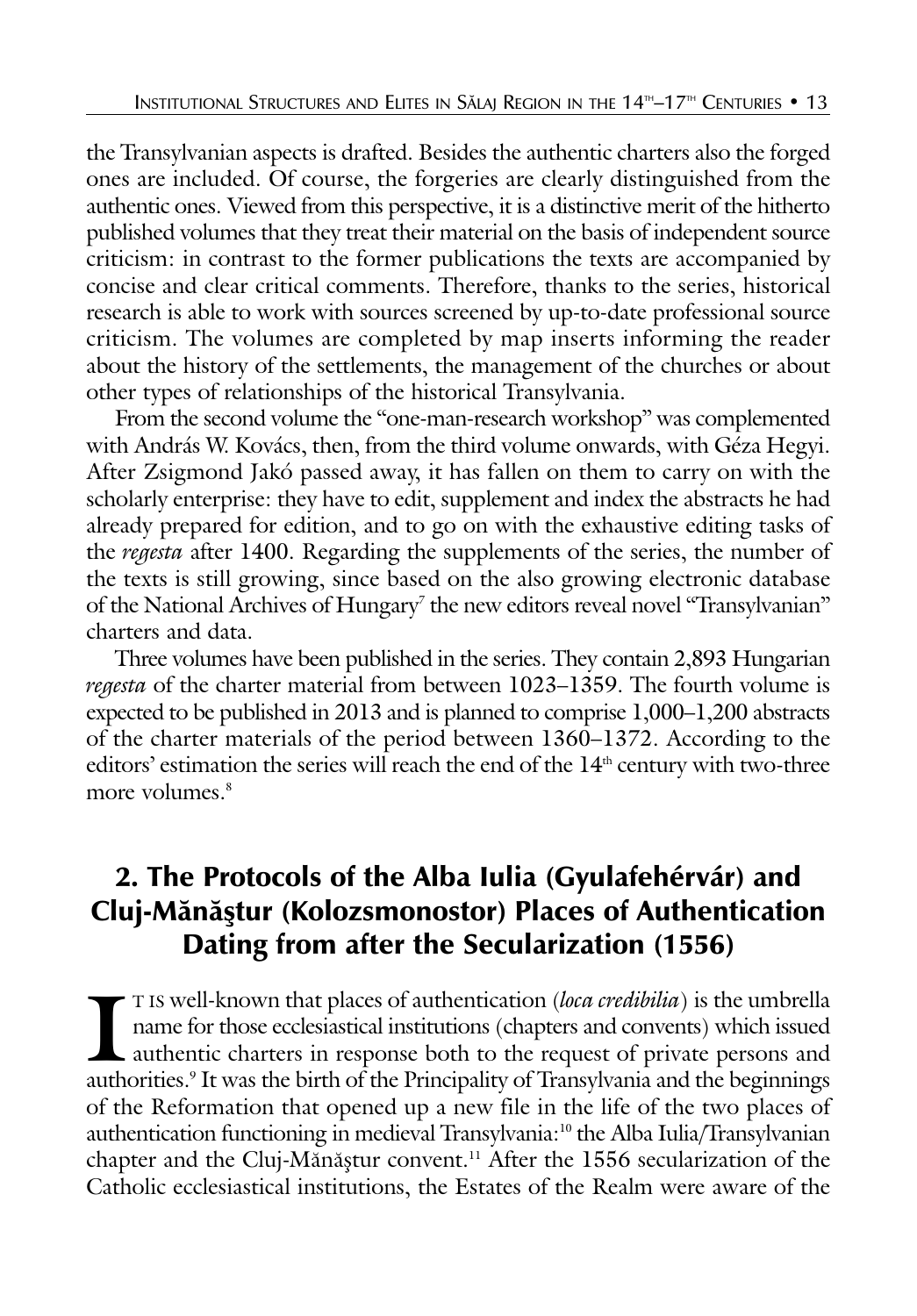the Transylvanian aspects is drafted. Besides the authentic charters also the forged ones are included. Of course, the forgeries are clearly distinguished from the authentic ones. Viewed from this perspective, it is a distinctive merit of the hitherto published volumes that they treat their material on the basis of independent source criticism: in contrast to the former publications the texts are accompanied by concise and clear critical comments. Therefore, thanks to the series, historical research is able to work with sources screened by up-to-date professional source criticism. The volumes are completed by map inserts informing the reader about the history of the settlements, the management of the churches or about other types of relationships of the historical Transylvania.

From the second volume the "one-man-research workshop" was complemented with András W. Kovács, then, from the third volume onwards, with Géza Hegyi. After Zsigmond Jakó passed away, it has fallen on them to carry on with the scholarly enterprise: they have to edit, supplement and index the abstracts he had already prepared for edition, and to go on with the exhaustive editing tasks of the *regesta* after 1400. Regarding the supplements of the series, the number of the texts is still growing, since based on the also growing electronic database of the National Archives of Hungary[7] the new editors reveal novel "Transylvanian" charters and data.

Three volumes have been published in the series. They contain 2,893 Hungarian *regesta* of the charter material from between 1023–1359. The fourth volume is expected to be published in 2013 and is planned to comprise 1,000–1,200 abstracts of the charter materials of the period between 1360–1372. According to the editors' estimation the series will reach the end of the 14th century with two-three more volumes.[8]

## 2. The Protocols of the Alba Iulia (Gyulafehérvár) and Cluj-Mănăştur (Kolozsmonostor) Places of Authentication Dating from after the Secularization (1556)

It is well-known that places of authentication (*loca credibilia*) is the umbrella name for those ecclesiastical institutions (chapters and convents) which issued authentic charters in response both to the request of private persons and authorities.[9] It was the birth of the Principality of Transylvania and the beginnings of the Reformation that opened up a new file in the life of the two places of authentication functioning in medieval Transylvania:[10] the Alba Iulia/Transylvanian chapter and the Cluj-Mănăştur convent.[11] After the 1556 secularization of the Catholic ecclesiastical institutions, the Estates of the Realm were aware of the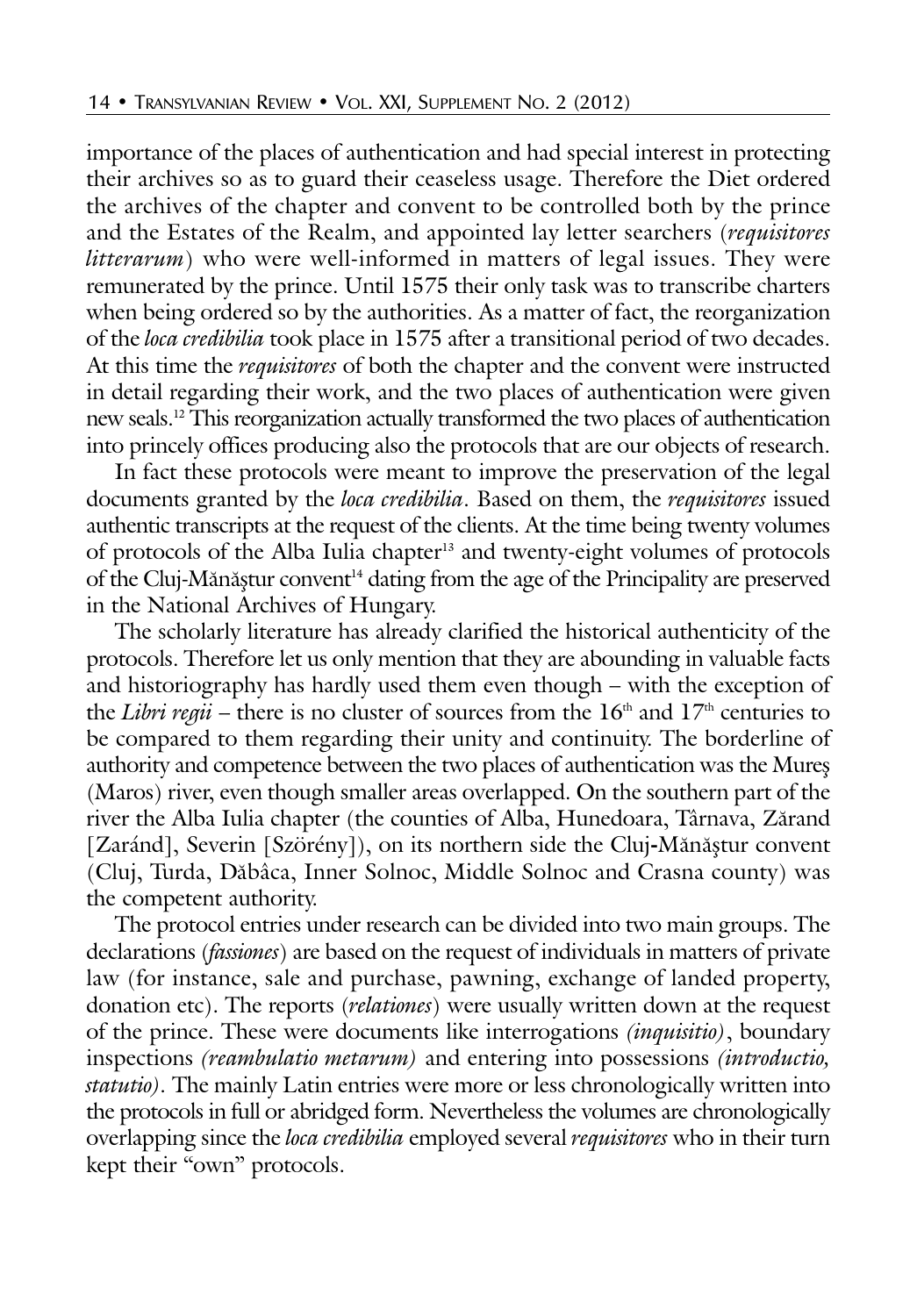importance of the places of authentication and had special interest in protecting their archives so as to guard their ceaseless usage. Therefore the Diet ordered the archives of the chapter and convent to be controlled both by the prince and the Estates of the Realm, and appointed lay letter searchers (*requisitores litterarum*) who were well-informed in matters of legal issues. They were remunerated by the prince. Until 1575 their only task was to transcribe charters when being ordered so by the authorities. As a matter of fact, the reorganization of the *loca credibilia* took place in 1575 after a transitional period of two decades. At this time the *requisitores* of both the chapter and the convent were instructed in detail regarding their work, and the two places of authentication were given new seals.[12] This reorganization actually transformed the two places of authentication into princely offices producing also the protocols that are our objects of research.

In fact these protocols were meant to improve the preservation of the legal documents granted by the *loca credibilia*. Based on them, the *requisitores* issued authentic transcripts at the request of the clients. At the time being twenty volumes of protocols of the Alba Iulia chapter[13] and twenty-eight volumes of protocols of the Cluj-Mănăştur convent[14] dating from the age of the Principality are preserved in the National Archives of Hungary.

The scholarly literature has already clarified the historical authenticity of the protocols. Therefore let us only mention that they are abounding in valuable facts and historiography has hardly used them even though – with the exception of the *Libri regii* – there is no cluster of sources from the 16th and 17th centuries to be compared to them regarding their unity and continuity. The borderline of authority and competence between the two places of authentication was the Mureş (Maros) river, even though smaller areas overlapped. On the southern part of the river the Alba Iulia chapter (the counties of Alba, Hunedoara, Târnava, Zărand [Zaránd], Severin [Szörény]), on its northern side the Cluj-Mănăştur convent (Cluj, Turda, Dăbâca, Inner Solnoc, Middle Solnoc and Crasna county) was the competent authority.

The protocol entries under research can be divided into two main groups. The declarations (*fassiones*) are based on the request of individuals in matters of private law (for instance, sale and purchase, pawning, exchange of landed property, donation etc). The reports (*relationes*) were usually written down at the request of the prince. These were documents like interrogations *(inquisitio)*, boundary inspections *(reambulatio metarum)* and entering into possessions *(introductio, statutio)*. The mainly Latin entries were more or less chronologically written into the protocols in full or abridged form. Nevertheless the volumes are chronologically overlapping since the *loca credibilia* employed several *requisitores* who in their turn kept their "own" protocols.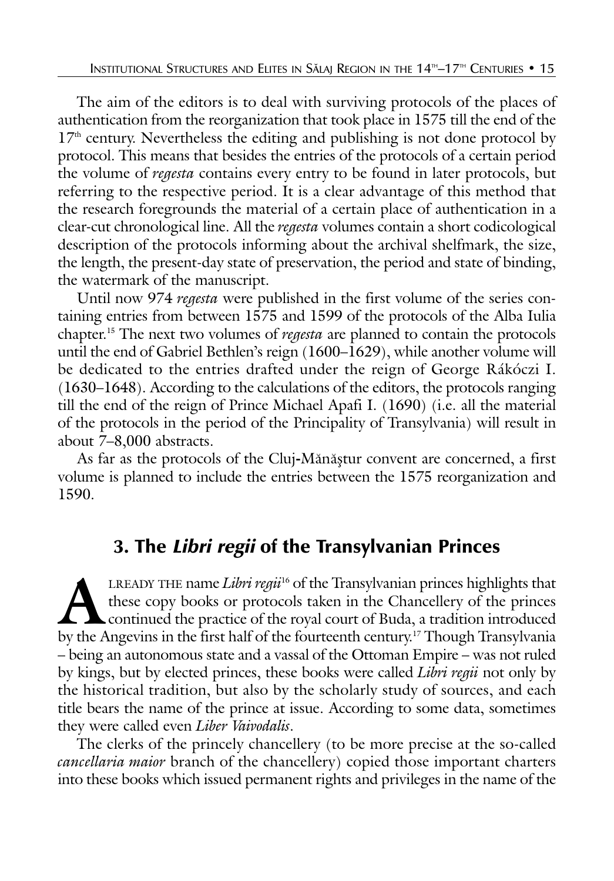The aim of the editors is to deal with surviving protocols of the places of authentication from the reorganization that took place in 1575 till the end of the 17th century. Nevertheless the editing and publishing is not done protocol by protocol. This means that besides the entries of the protocols of a certain period the volume of *regesta* contains every entry to be found in later protocols, but referring to the respective period. It is a clear advantage of this method that the research foregrounds the material of a certain place of authentication in a clear-cut chronological line. All the *regesta* volumes contain a short codicological description of the protocols informing about the archival shelfmark, the size, the length, the present-day state of preservation, the period and state of binding, the watermark of the manuscript.

Until now 974 *regesta* were published in the first volume of the series containing entries from between 1575 and 1599 of the protocols of the Alba Iulia chapter.[15] The next two volumes of *regesta* are planned to contain the protocols until the end of Gabriel Bethlen's reign (1600–1629), while another volume will be dedicated to the entries drafted under the reign of George Rákóczi I. (1630–1648). According to the calculations of the editors, the protocols ranging till the end of the reign of Prince Michael Apafi I. (1690) (i.e. all the material of the protocols in the period of the Principality of Transylvania) will result in about 7–8,000 abstracts.

As far as the protocols of the Cluj-Mănăştur convent are concerned, a first volume is planned to include the entries between the 1575 reorganization and 1590.

## 3. The *Libri regii* of the Transylvanian Princes

Already the name *Libri regii*[16] of the Transylvanian princes highlights that these copy books or protocols taken in the Chancellery of the princes continued the practice of the royal court of Buda, a tradition introduced by the Angevins in the first half of the fourteenth century.[17] Though Transylvania – being an autonomous state and a vassal of the Ottoman Empire – was not ruled by kings, but by elected princes, these books were called *Libri regii* not only by the historical tradition, but also by the scholarly study of sources, and each title bears the name of the prince at issue. According to some data, sometimes they were called even *Liber Vaivodalis*.

The clerks of the princely chancellery (to be more precise at the so-called *cancellaria maior* branch of the chancellery) copied those important charters into these books which issued permanent rights and privileges in the name of the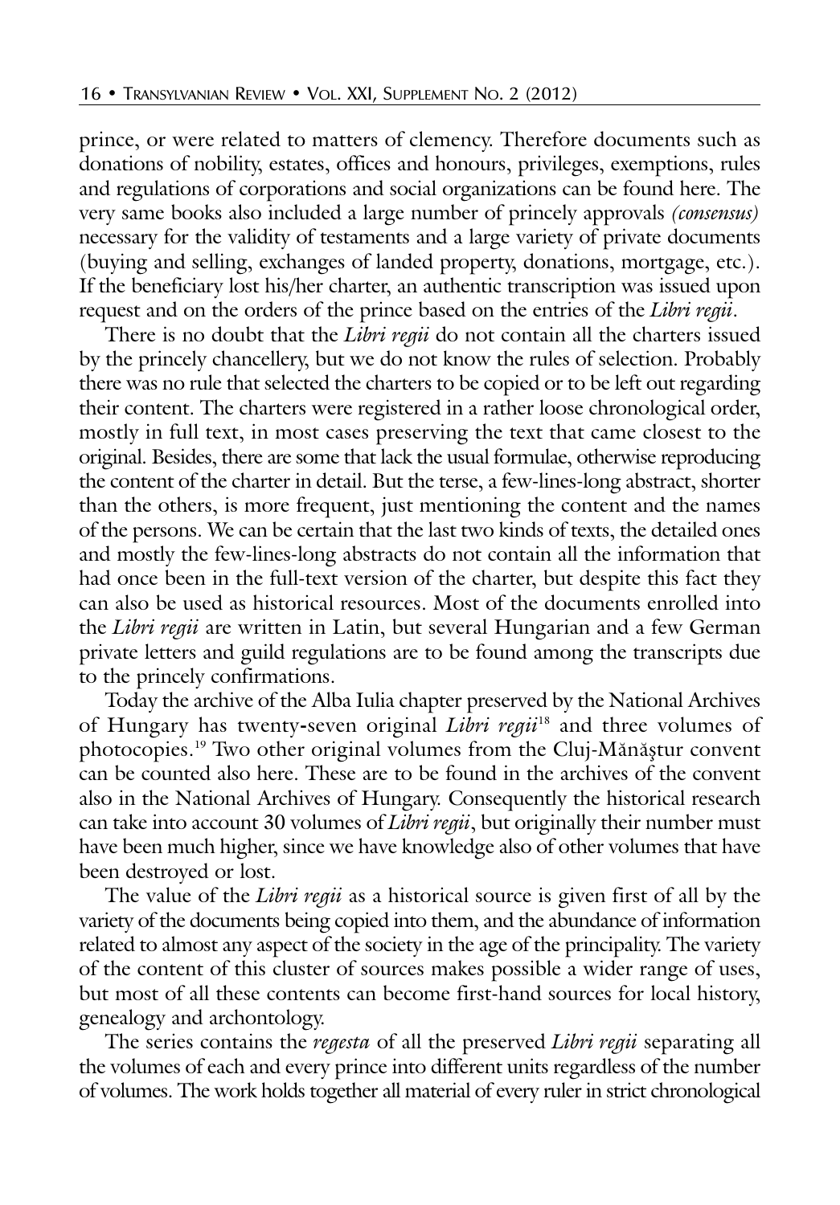prince, or were related to matters of clemency. Therefore documents such as donations of nobility, estates, offices and honours, privileges, exemptions, rules and regulations of corporations and social organizations can be found here. The very same books also included a large number of princely approvals *(consensus)* necessary for the validity of testaments and a large variety of private documents (buying and selling, exchanges of landed property, donations, mortgage, etc.). If the beneficiary lost his/her charter, an authentic transcription was issued upon request and on the orders of the prince based on the entries of the *Libri regii*.

There is no doubt that the *Libri regii* do not contain all the charters issued by the princely chancellery, but we do not know the rules of selection. Probably there was no rule that selected the charters to be copied or to be left out regarding their content. The charters were registered in a rather loose chronological order, mostly in full text, in most cases preserving the text that came closest to the original. Besides, there are some that lack the usual formulae, otherwise reproducing the content of the charter in detail. But the terse, a few-lines-long abstract, shorter than the others, is more frequent, just mentioning the content and the names of the persons. We can be certain that the last two kinds of texts, the detailed ones and mostly the few-lines-long abstracts do not contain all the information that had once been in the full-text version of the charter, but despite this fact they can also be used as historical resources. Most of the documents enrolled into the *Libri regii* are written in Latin, but several Hungarian and a few German private letters and guild regulations are to be found among the transcripts due to the princely confirmations.

Today the archive of the Alba Iulia chapter preserved by the National Archives of Hungary has twenty-seven original *Libri regii*[18] and three volumes of photocopies.[19] Two other original volumes from the Cluj-Mănăştur convent can be counted also here. These are to be found in the archives of the convent also in the National Archives of Hungary. Consequently the historical research can take into account 30 volumes of *Libri regii*, but originally their number must have been much higher, since we have knowledge also of other volumes that have been destroyed or lost.

The value of the *Libri regii* as a historical source is given first of all by the variety of the documents being copied into them, and the abundance of information related to almost any aspect of the society in the age of the principality. The variety of the content of this cluster of sources makes possible a wider range of uses, but most of all these contents can become first-hand sources for local history, genealogy and archontology.

The series contains the *regesta* of all the preserved *Libri regii* separating all the volumes of each and every prince into different units regardless of the number of volumes. The work holds together all material of every ruler in strict chronological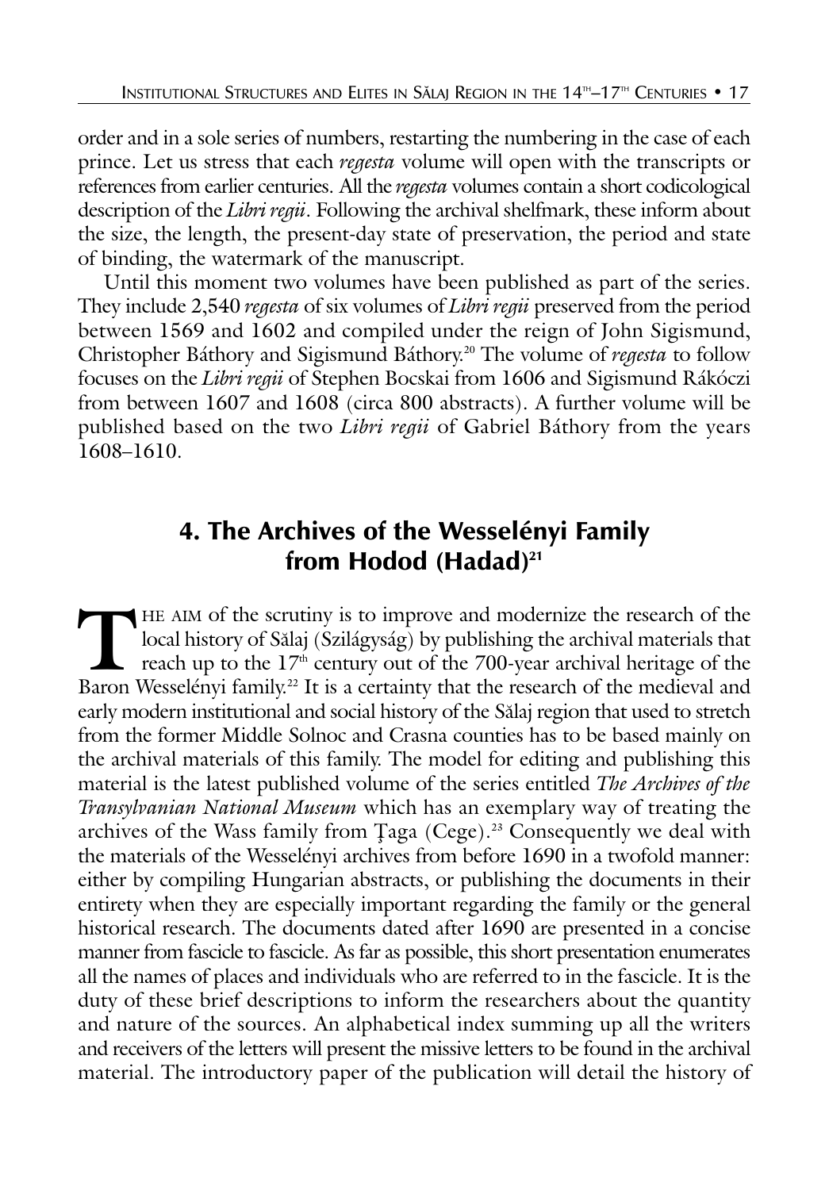order and in a sole series of numbers, restarting the numbering in the case of each prince. Let us stress that each *regesta* volume will open with the transcripts or references from earlier centuries. All the *regesta* volumes contain a short codicological description of the *Libri regii*. Following the archival shelfmark, these inform about the size, the length, the present-day state of preservation, the period and state of binding, the watermark of the manuscript.

Until this moment two volumes have been published as part of the series. They include 2,540 *regesta* of six volumes of *Libri regii* preserved from the period between 1569 and 1602 and compiled under the reign of John Sigismund, Christopher Báthory and Sigismund Báthory.[20] The volume of *regesta* to follow focuses on the *Libri regii* of Stephen Bocskai from 1606 and Sigismund Rákóczi from between 1607 and 1608 (circa 800 abstracts). A further volume will be published based on the two *Libri regii* of Gabriel Báthory from the years 1608–1610.

## 4. The Archives of the Wesselényi Family from Hodod (Hadad)[21]

THE AIM of the scrutiny is to improve and modernize the research of the local history of Sălaj (Szilágyság) by publishing the archival materials that reach up to the 17th century out of the 700-year archival heritage of the Baron Wesselényi family.[22] It is a certainty that the research of the medieval and early modern institutional and social history of the Sălaj region that used to stretch from the former Middle Solnoc and Crasna counties has to be based mainly on the archival materials of this family. The model for editing and publishing this material is the latest published volume of the series entitled *The Archives of the Transylvanian National Museum* which has an exemplary way of treating the archives of the Wass family from Ţaga (Cege).[23] Consequently we deal with the materials of the Wesselényi archives from before 1690 in a twofold manner: either by compiling Hungarian abstracts, or publishing the documents in their entirety when they are especially important regarding the family or the general historical research. The documents dated after 1690 are presented in a concise manner from fascicle to fascicle. As far as possible, this short presentation enumerates all the names of places and individuals who are referred to in the fascicle. It is the duty of these brief descriptions to inform the researchers about the quantity and nature of the sources. An alphabetical index summing up all the writers and receivers of the letters will present the missive letters to be found in the archival material. The introductory paper of the publication will detail the history of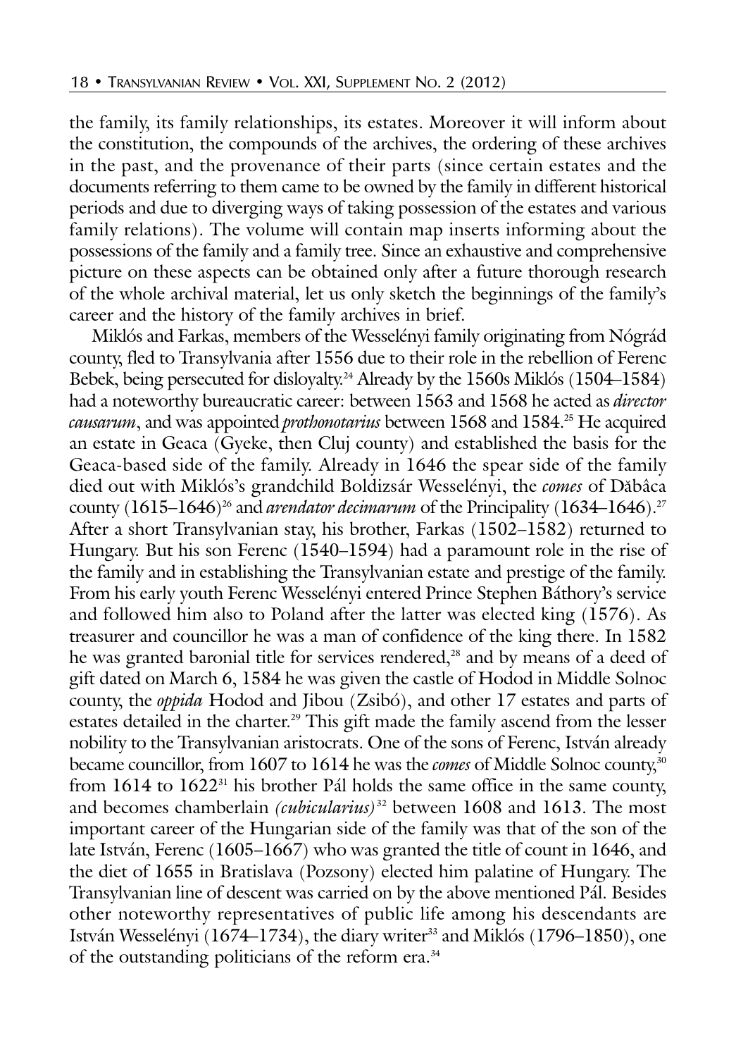the family, its family relationships, its estates. Moreover it will inform about the constitution, the compounds of the archives, the ordering of these archives in the past, and the provenance of their parts (since certain estates and the documents referring to them came to be owned by the family in different historical periods and due to diverging ways of taking possession of the estates and various family relations). The volume will contain map inserts informing about the possessions of the family and a family tree. Since an exhaustive and comprehensive picture on these aspects can be obtained only after a future thorough research of the whole archival material, let us only sketch the beginnings of the family's career and the history of the family archives in brief.

Miklós and Farkas, members of the Wesselényi family originating from Nógrád county, fled to Transylvania after 1556 due to their role in the rebellion of Ferenc Bebek, being persecuted for disloyalty.[24] Already by the 1560s Miklós (1504–1584) had a noteworthy bureaucratic career: between 1563 and 1568 he acted as *director causarum*, and was appointed *prothonotarius* between 1568 and 1584.[25] He acquired an estate in Geaca (Gyeke, then Cluj county) and established the basis for the Geaca-based side of the family. Already in 1646 the spear side of the family died out with Miklós's grandchild Boldizsár Wesselényi, the *comes* of Dăbâca county (1615–1646)[26] and *arendator decimarum* of the Principality (1634–1646).[27] After a short Transylvanian stay, his brother, Farkas (1502–1582) returned to Hungary. But his son Ferenc (1540–1594) had a paramount role in the rise of the family and in establishing the Transylvanian estate and prestige of the family. From his early youth Ferenc Wesselényi entered Prince Stephen Báthory's service and followed him also to Poland after the latter was elected king (1576). As treasurer and councillor he was a man of confidence of the king there. In 1582 he was granted baronial title for services rendered,[28] and by means of a deed of gift dated on March 6, 1584 he was given the castle of Hodod in Middle Solnoc county, the *oppida* Hodod and Jibou (Zsibó), and other 17 estates and parts of estates detailed in the charter.[29] This gift made the family ascend from the lesser nobility to the Transylvanian aristocrats. One of the sons of Ferenc, István already became councillor, from 1607 to 1614 he was the *comes* of Middle Solnoc county,[30] from 1614 to 1622[31] his brother Pál holds the same office in the same county, and becomes chamberlain *(cubicularius)*[32] between 1608 and 1613. The most important career of the Hungarian side of the family was that of the son of the late István, Ferenc (1605–1667) who was granted the title of count in 1646, and the diet of 1655 in Bratislava (Pozsony) elected him palatine of Hungary. The Transylvanian line of descent was carried on by the above mentioned Pál. Besides other noteworthy representatives of public life among his descendants are István Wesselényi (1674–1734), the diary writer[33] and Miklós (1796–1850), one of the outstanding politicians of the reform era.[34]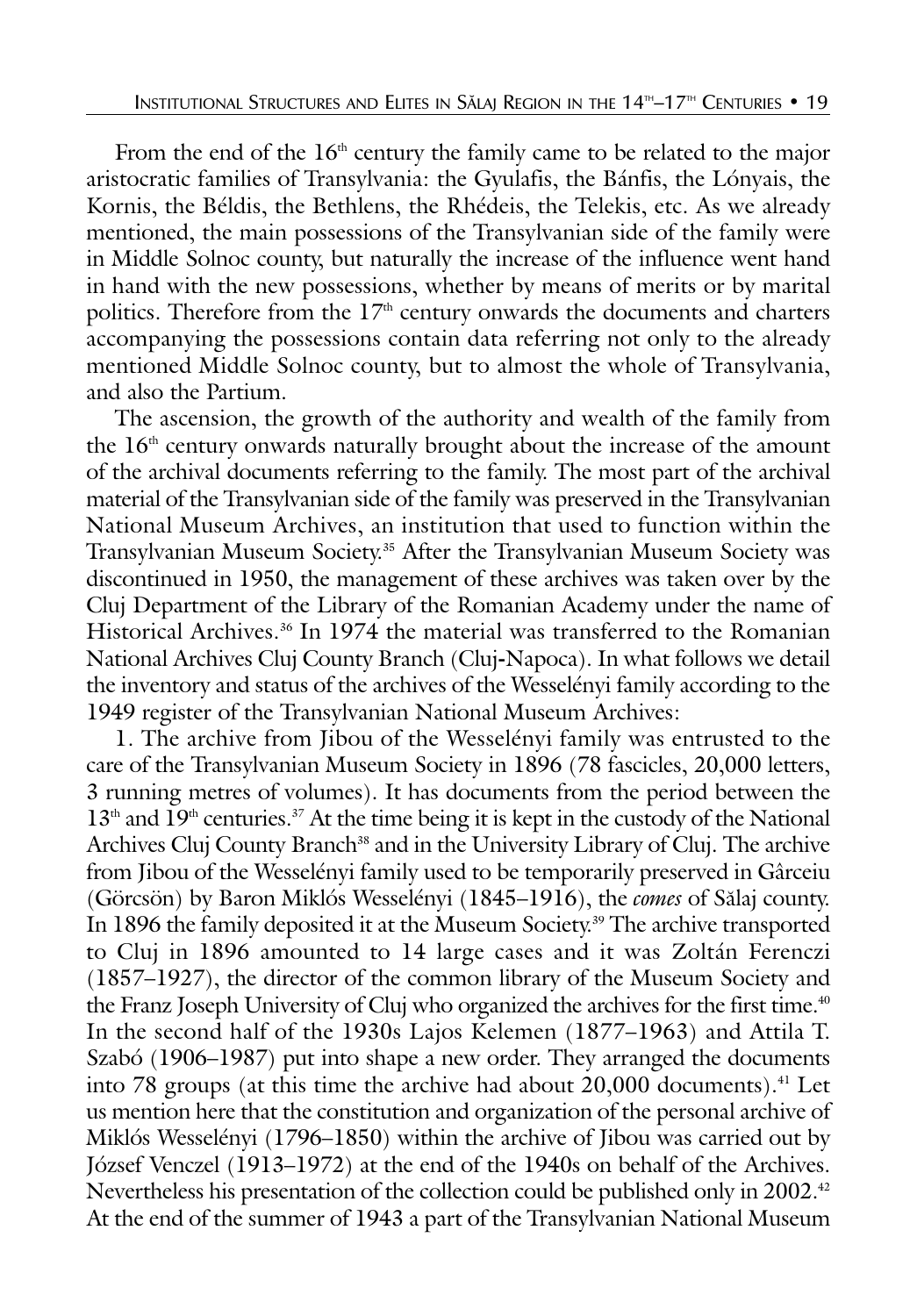From the end of the 16th century the family came to be related to the major aristocratic families of Transylvania: the Gyulafis, the Bánfis, the Lónyais, the Kornis, the Béldis, the Bethlens, the Rhédeis, the Telekis, etc. As we already mentioned, the main possessions of the Transylvanian side of the family were in Middle Solnoc county, but naturally the increase of the influence went hand in hand with the new possessions, whether by means of merits or by marital politics. Therefore from the 17th century onwards the documents and charters accompanying the possessions contain data referring not only to the already mentioned Middle Solnoc county, but to almost the whole of Transylvania, and also the Partium.

The ascension, the growth of the authority and wealth of the family from the 16th century onwards naturally brought about the increase of the amount of the archival documents referring to the family. The most part of the archival material of the Transylvanian side of the family was preserved in the Transylvanian National Museum Archives, an institution that used to function within the Transylvanian Museum Society.[35] After the Transylvanian Museum Society was discontinued in 1950, the management of these archives was taken over by the Cluj Department of the Library of the Romanian Academy under the name of Historical Archives.[36] In 1974 the material was transferred to the Romanian National Archives Cluj County Branch (Cluj-Napoca). In what follows we detail the inventory and status of the archives of the Wesselényi family according to the 1949 register of the Transylvanian National Museum Archives:

1. The archive from Jibou of the Wesselényi family was entrusted to the care of the Transylvanian Museum Society in 1896 (78 fascicles, 20,000 letters, 3 running metres of volumes). It has documents from the period between the 13th and 19th centuries.[37] At the time being it is kept in the custody of the National Archives Cluj County Branch[38] and in the University Library of Cluj. The archive from Jibou of the Wesselényi family used to be temporarily preserved in Gârceiu (Görcsön) by Baron Miklós Wesselényi (1845–1916), the *comes* of Sălaj county. In 1896 the family deposited it at the Museum Society.[39] The archive transported to Cluj in 1896 amounted to 14 large cases and it was Zoltán Ferenczi (1857–1927), the director of the common library of the Museum Society and the Franz Joseph University of Cluj who organized the archives for the first time.[40] In the second half of the 1930s Lajos Kelemen (1877–1963) and Attila T. Szabó (1906–1987) put into shape a new order. They arranged the documents into 78 groups (at this time the archive had about 20,000 documents).[41] Let us mention here that the constitution and organization of the personal archive of Miklós Wesselényi (1796–1850) within the archive of Jibou was carried out by József Venczel (1913–1972) at the end of the 1940s on behalf of the Archives. Nevertheless his presentation of the collection could be published only in 2002.[42] At the end of the summer of 1943 a part of the Transylvanian National Museum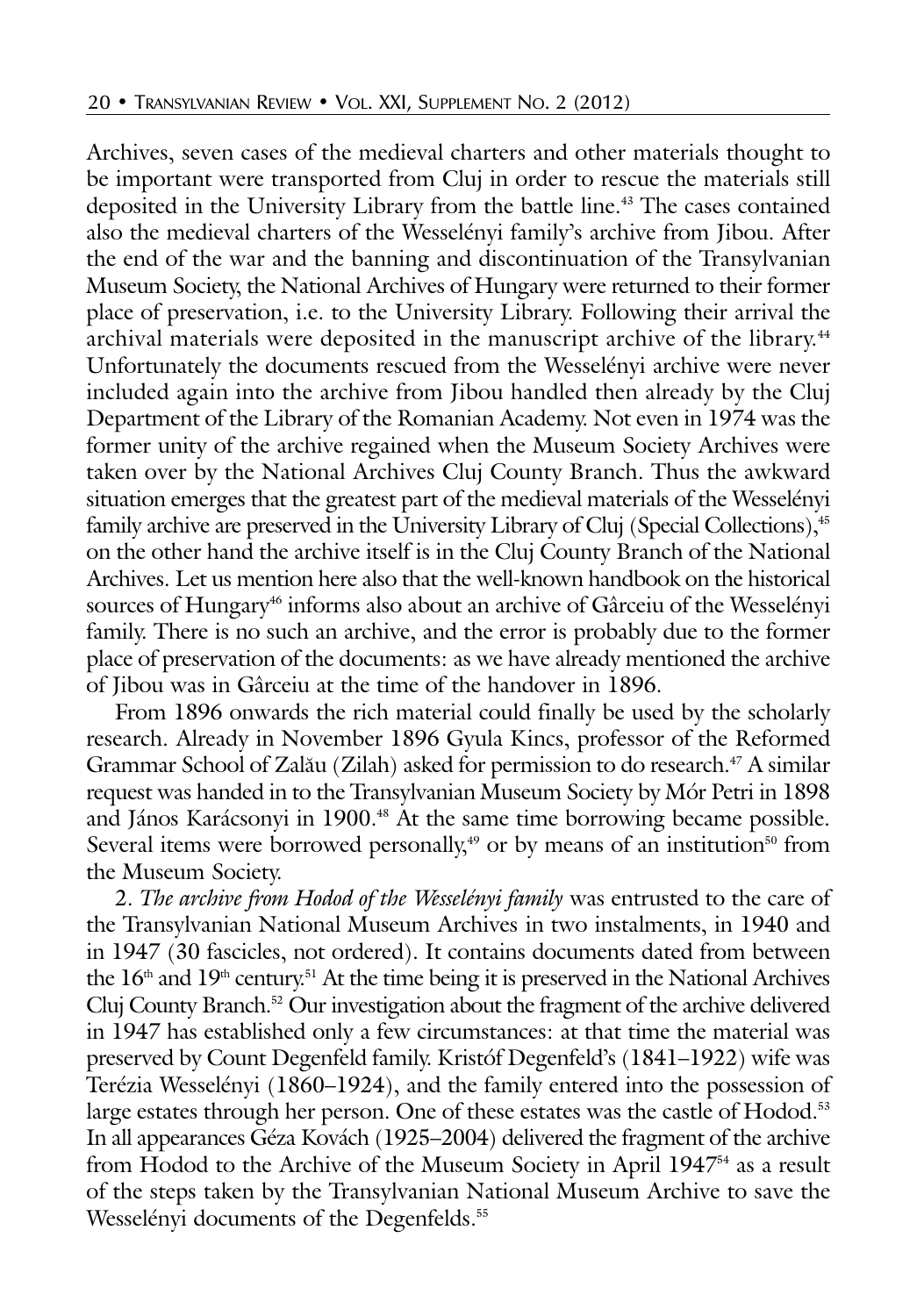Archives, seven cases of the medieval charters and other materials thought to be important were transported from Cluj in order to rescue the materials still deposited in the University Library from the battle line.[43] The cases contained also the medieval charters of the Wesselényi family's archive from Jibou. After the end of the war and the banning and discontinuation of the Transylvanian Museum Society, the National Archives of Hungary were returned to their former place of preservation, i.e. to the University Library. Following their arrival the archival materials were deposited in the manuscript archive of the library.[44] Unfortunately the documents rescued from the Wesselényi archive were never included again into the archive from Jibou handled then already by the Cluj Department of the Library of the Romanian Academy. Not even in 1974 was the former unity of the archive regained when the Museum Society Archives were taken over by the National Archives Cluj County Branch. Thus the awkward situation emerges that the greatest part of the medieval materials of the Wesselényi family archive are preserved in the University Library of Cluj (Special Collections),[45] on the other hand the archive itself is in the Cluj County Branch of the National Archives. Let us mention here also that the well-known handbook on the historical sources of Hungary[46] informs also about an archive of Gârceiu of the Wesselényi family. There is no such an archive, and the error is probably due to the former place of preservation of the documents: as we have already mentioned the archive of Jibou was in Gârceiu at the time of the handover in 1896.

From 1896 onwards the rich material could finally be used by the scholarly research. Already in November 1896 Gyula Kincs, professor of the Reformed Grammar School of Zalău (Zilah) asked for permission to do research.[47] A similar request was handed in to the Transylvanian Museum Society by Mór Petri in 1898 and János Karácsonyi in 1900.[48] At the same time borrowing became possible. Several items were borrowed personally,[49] or by means of an institution[50] from the Museum Society.

2. *The archive from Hodod of the Wesselényi family* was entrusted to the care of the Transylvanian National Museum Archives in two instalments, in 1940 and in 1947 (30 fascicles, not ordered). It contains documents dated from between the 16th and 19th century.[51] At the time being it is preserved in the National Archives Cluj County Branch.[52] Our investigation about the fragment of the archive delivered in 1947 has established only a few circumstances: at that time the material was preserved by Count Degenfeld family. Kristóf Degenfeld's (1841–1922) wife was Terézia Wesselényi (1860–1924), and the family entered into the possession of large estates through her person. One of these estates was the castle of Hodod.[53] In all appearances Géza Kovách (1925–2004) delivered the fragment of the archive from Hodod to the Archive of the Museum Society in April 1947[54] as a result of the steps taken by the Transylvanian National Museum Archive to save the Wesselényi documents of the Degenfelds.[55]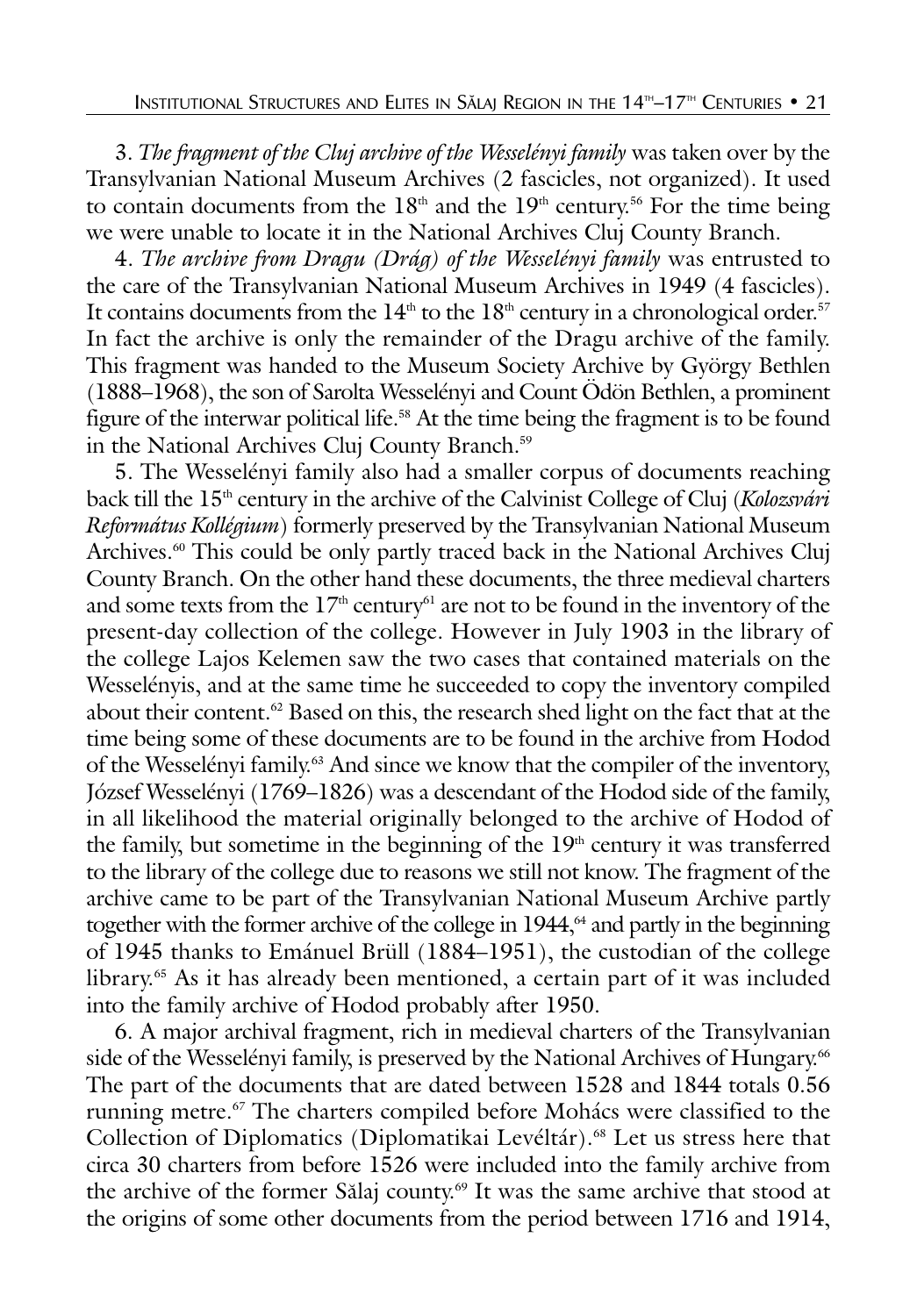3. *The fragment of the Cluj archive of the Wesselényi family* was taken over by the Transylvanian National Museum Archives (2 fascicles, not organized). It used to contain documents from the 18th and the 19th century.[56] For the time being we were unable to locate it in the National Archives Cluj County Branch.

4. *The archive from Dragu (Drág) of the Wesselényi family* was entrusted to the care of the Transylvanian National Museum Archives in 1949 (4 fascicles). It contains documents from the 14th to the 18th century in a chronological order.[57] In fact the archive is only the remainder of the Dragu archive of the family. This fragment was handed to the Museum Society Archive by György Bethlen (1888–1968), the son of Sarolta Wesselényi and Count Ödön Bethlen, a prominent figure of the interwar political life.[58] At the time being the fragment is to be found in the National Archives Cluj County Branch.[59]

5. The Wesselényi family also had a smaller corpus of documents reaching back till the 15th century in the archive of the Calvinist College of Cluj (*Kolozsvári Református Kollégium*) formerly preserved by the Transylvanian National Museum Archives.[60] This could be only partly traced back in the National Archives Cluj County Branch. On the other hand these documents, the three medieval charters and some texts from the 17th century[61] are not to be found in the inventory of the present-day collection of the college. However in July 1903 in the library of the college Lajos Kelemen saw the two cases that contained materials on the Wesselényis, and at the same time he succeeded to copy the inventory compiled about their content.[62] Based on this, the research shed light on the fact that at the time being some of these documents are to be found in the archive from Hodod of the Wesselényi family.[63] And since we know that the compiler of the inventory, József Wesselényi (1769–1826) was a descendant of the Hodod side of the family, in all likelihood the material originally belonged to the archive of Hodod of the family, but sometime in the beginning of the 19th century it was transferred to the library of the college due to reasons we still not know. The fragment of the archive came to be part of the Transylvanian National Museum Archive partly together with the former archive of the college in 1944,[64] and partly in the beginning of 1945 thanks to Emánuel Brüll (1884–1951), the custodian of the college library.[65] As it has already been mentioned, a certain part of it was included into the family archive of Hodod probably after 1950.

6. A major archival fragment, rich in medieval charters of the Transylvanian side of the Wesselényi family, is preserved by the National Archives of Hungary.[66] The part of the documents that are dated between 1528 and 1844 totals 0.56 running metre.[67] The charters compiled before Mohács were classified to the Collection of Diplomatics (Diplomatikai Levéltár).[68] Let us stress here that circa 30 charters from before 1526 were included into the family archive from the archive of the former Sălaj county.[69] It was the same archive that stood at the origins of some other documents from the period between 1716 and 1914,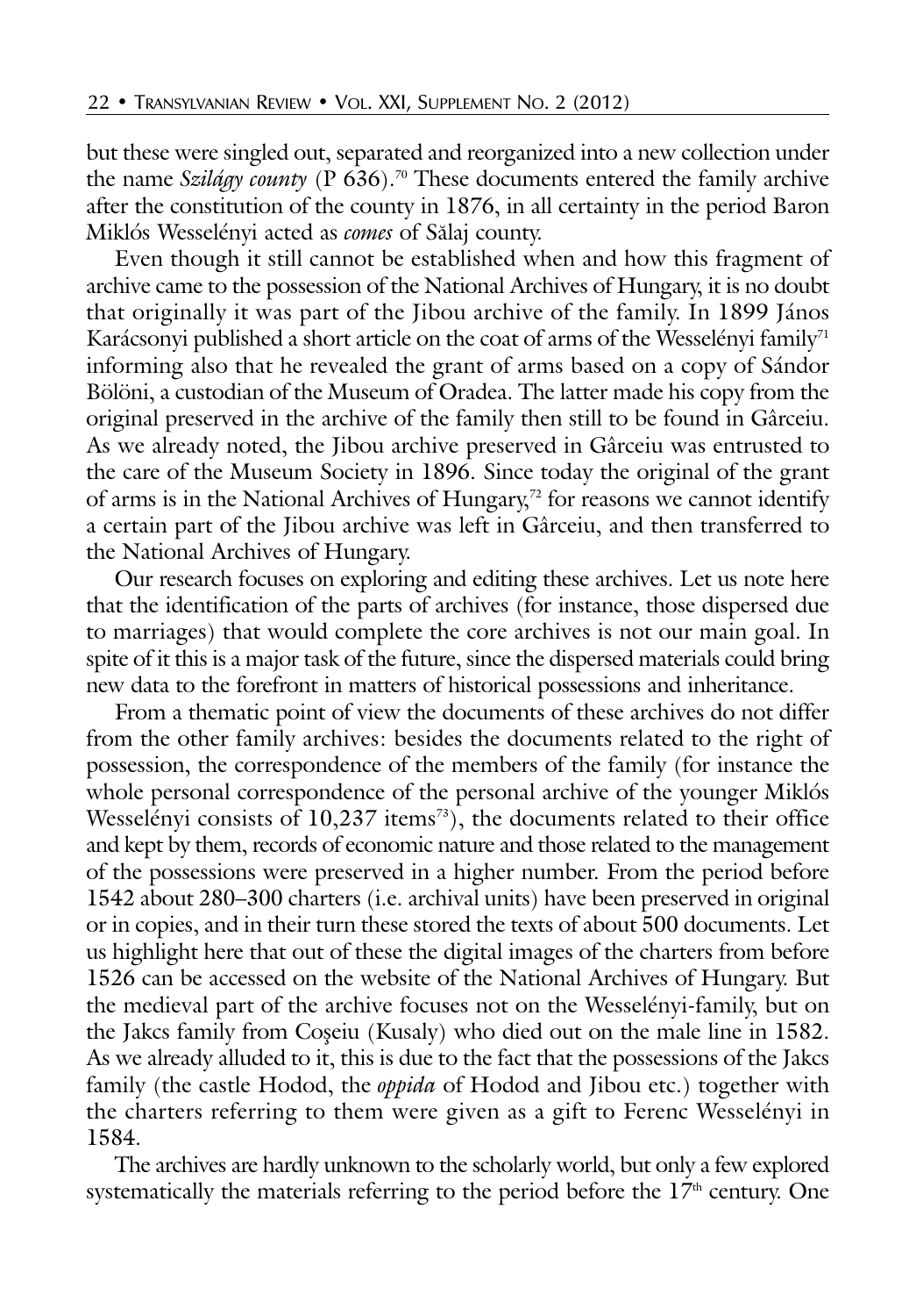but these were singled out, separated and reorganized into a new collection under the name *Szilágy county* (P 636).[70] These documents entered the family archive after the constitution of the county in 1876, in all certainty in the period Baron Miklós Wesselényi acted as *comes* of Sălaj county.

Even though it still cannot be established when and how this fragment of archive came to the possession of the National Archives of Hungary, it is no doubt that originally it was part of the Jibou archive of the family. In 1899 János Karácsonyi published a short article on the coat of arms of the Wesselényi family[71] informing also that he revealed the grant of arms based on a copy of Sándor Bölöni, a custodian of the Museum of Oradea. The latter made his copy from the original preserved in the archive of the family then still to be found in Gârceiu. As we already noted, the Jibou archive preserved in Gârceiu was entrusted to the care of the Museum Society in 1896. Since today the original of the grant of arms is in the National Archives of Hungary,[72] for reasons we cannot identify a certain part of the Jibou archive was left in Gârceiu, and then transferred to the National Archives of Hungary.

Our research focuses on exploring and editing these archives. Let us note here that the identification of the parts of archives (for instance, those dispersed due to marriages) that would complete the core archives is not our main goal. In spite of it this is a major task of the future, since the dispersed materials could bring new data to the forefront in matters of historical possessions and inheritance.

From a thematic point of view the documents of these archives do not differ from the other family archives: besides the documents related to the right of possession, the correspondence of the members of the family (for instance the whole personal correspondence of the personal archive of the younger Miklós Wesselényi consists of 10,237 items[73]), the documents related to their office and kept by them, records of economic nature and those related to the management of the possessions were preserved in a higher number. From the period before 1542 about 280–300 charters (i.e. archival units) have been preserved in original or in copies, and in their turn these stored the texts of about 500 documents. Let us highlight here that out of these the digital images of the charters from before 1526 can be accessed on the website of the National Archives of Hungary. But the medieval part of the archive focuses not on the Wesselényi-family, but on the Jakcs family from Coşeiu (Kusaly) who died out on the male line in 1582. As we already alluded to it, this is due to the fact that the possessions of the Jakcs family (the castle Hodod, the *oppida* of Hodod and Jibou etc.) together with the charters referring to them were given as a gift to Ferenc Wesselényi in 1584.

The archives are hardly unknown to the scholarly world, but only a few explored systematically the materials referring to the period before the 17th century. One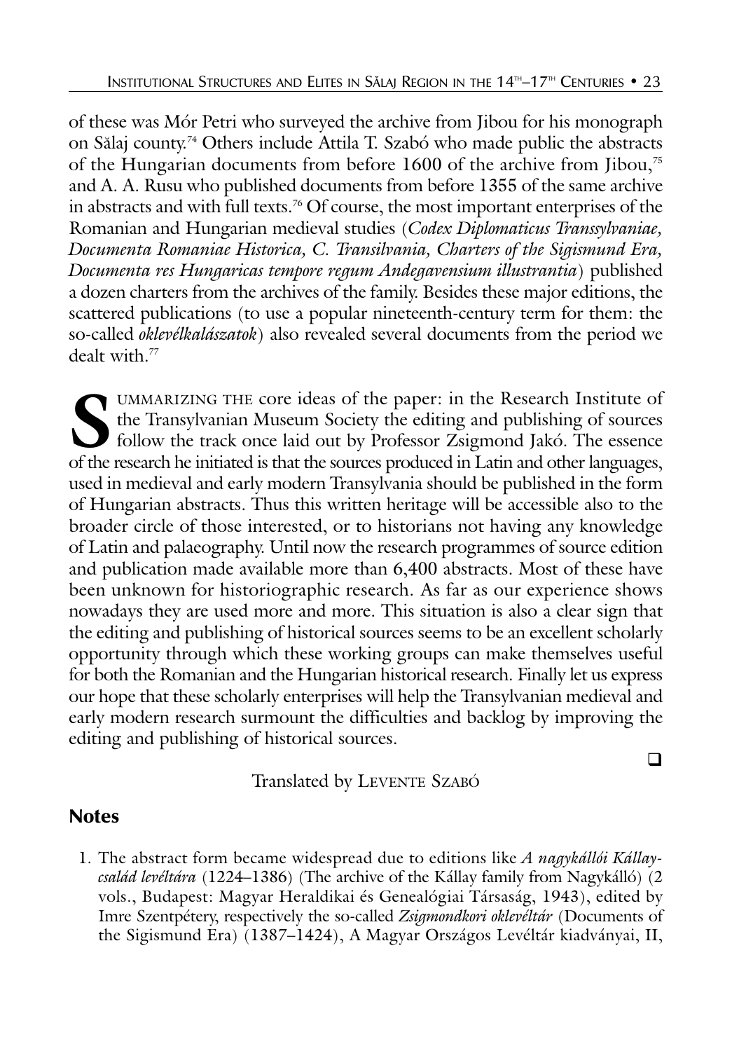of these was Mór Petri who surveyed the archive from Jibou for his monograph on Sălaj county.[74] Others include Attila T. Szabó who made public the abstracts of the Hungarian documents from before 1600 of the archive from Jibou,[75] and A. A. Rusu who published documents from before 1355 of the same archive in abstracts and with full texts.[76] Of course, the most important enterprises of the Romanian and Hungarian medieval studies (*Codex Diplomaticus Transsylvaniae, Documenta Romaniae Historica, C. Transilvania, Charters of the Sigismund Era, Documenta res Hungaricas tempore regum Andegavensium illustrantia*) published a dozen charters from the archives of the family. Besides these major editions, the scattered publications (to use a popular nineteenth-century term for them: the so-called *oklevélkalászatok*) also revealed several documents from the period we dealt with.[77]

SUMMARIZING THE core ideas of the paper: in the Research Institute of the Transylvanian Museum Society the editing and publishing of sources follow the track once laid out by Professor Zsigmond Jakó. The essence of the research he initiated is that the sources produced in Latin and other languages, used in medieval and early modern Transylvania should be published in the form of Hungarian abstracts. Thus this written heritage will be accessible also to the broader circle of those interested, or to historians not having any knowledge of Latin and palaeography. Until now the research programmes of source edition and publication made available more than 6,400 abstracts. Most of these have been unknown for historiographic research. As far as our experience shows nowadays they are used more and more. This situation is also a clear sign that the editing and publishing of historical sources seems to be an excellent scholarly opportunity through which these working groups can make themselves useful for both the Romanian and the Hungarian historical research. Finally let us express our hope that these scholarly enterprises will help the Transylvanian medieval and early modern research surmount the difficulties and backlog by improving the editing and publishing of historical sources.

❑

Translated by LEVENTE SZABÓ

## Notes

1. The abstract form became widespread due to editions like *A nagykállói Kállay-család levéltára* (1224–1386) (The archive of the Kállay family from Nagykálló) (2 vols., Budapest: Magyar Heraldikai és Genealógiai Társaság, 1943), edited by Imre Szentpétery, respectively the so-called *Zsigmondkori oklevéltár* (Documents of the Sigismund Era) (1387–1424), A Magyar Országos Levéltár kiadványai, II,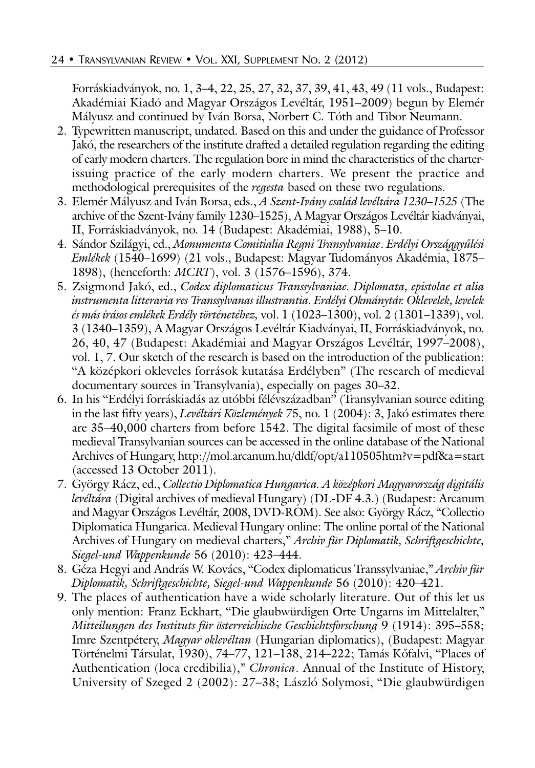Forráskiadványok, no. 1, 3–4, 22, 25, 27, 32, 37, 39, 41, 43, 49 (11 vols., Budapest: Akadémiai Kiadó and Magyar Országos Levéltár, 1951–2009) begun by Elemér Mályusz and continued by Iván Borsa, Norbert C. Tóth and Tibor Neumann.

2. Typewritten manuscript, undated. Based on this and under the guidance of Professor Jakó, the researchers of the institute drafted a detailed regulation regarding the editing of early modern charters. The regulation bore in mind the characteristics of the charter-issuing practice of the early modern charters. We present the practice and methodological prerequisites of the *regesta* based on these two regulations.
3. Elemér Mályusz and Iván Borsa, eds., *A Szent-Ivány család levéltára 1230–1525* (The archive of the Szent-Ivány family 1230–1525), A Magyar Országos Levéltár kiadványai, II, Forráskiadványok, no. 14 (Budapest: Akadémiai, 1988), 5–10.
4. Sándor Szilágyi, ed., *Monumenta Comitialia Regni Transylvaniae. Erdélyi Országgyűlési Emlékek* (1540–1699) (21 vols., Budapest: Magyar Tudományos Akadémia, 1875–1898), (henceforth: *MCRT*), vol. 3 (1576–1596), 374.
5. Zsigmond Jakó, ed., *Codex diplomaticus Transsylvaniae. Diplomata, epistolae et alia instrumenta litteraria res Transsylvanas illustrantia. Erdélyi Okmánytár. Oklevelek, levelek és más írásos emlékek Erdély történetéhez,* vol. 1 (1023–1300), vol. 2 (1301–1339), vol. 3 (1340–1359), A Magyar Országos Levéltár Kiadványai, II, Forráskiadványok, no. 26, 40, 47 (Budapest: Akadémiai and Magyar Országos Levéltár, 1997–2008), vol. 1, 7. Our sketch of the research is based on the introduction of the publication: "A középkori okleveles források kutatása Erdélyben" (The research of medieval documentary sources in Transylvania), especially on pages 30–32.
6. In his "Erdélyi forráskiadás az utóbbi félévszázadban" (Transylvanian source editing in the last fifty years), *Levéltári Közlemények* 75, no. 1 (2004): 3, Jakó estimates there are 35–40,000 charters from before 1542. The digital facsimile of most of these medieval Transylvanian sources can be accessed in the online database of the National Archives of Hungary, http://mol.arcanum.hu/dldf/opt/a110505htm?v=pdf&a=start (accessed 13 October 2011).
7. György Rácz, ed., *Collectio Diplomatica Hungarica. A középkori Magyarország digitális levéltára* (Digital archives of medieval Hungary) (DL-DF 4.3.) (Budapest: Arcanum and Magyar Országos Levéltár, 2008, DVD-ROM). See also: György Rácz, "Collectio Diplomatica Hungarica. Medieval Hungary online: The online portal of the National Archives of Hungary on medieval charters," *Archiv für Diplomatik, Schriftgeschichte, Siegel-und Wappenkunde* 56 (2010): 423–444.
8. Géza Hegyi and András W. Kovács, "Codex diplomaticus Transsylvaniae," *Archiv für Diplomatik, Schriftgeschichte, Siegel-und Wappenkunde* 56 (2010): 420–421.
9. The places of authentication have a wide scholarly literature. Out of this let us only mention: Franz Eckhart, "Die glaubwürdigen Orte Ungarns im Mittelalter," *Mitteilungen des Instituts für österreichische Geschichtsforschung* 9 (1914): 395–558; Imre Szentpétery, *Magyar oklevéltan* (Hungarian diplomatics), (Budapest: Magyar Történelmi Társulat, 1930), 74–77, 121–138, 214–222; Tamás Kőfalvi, "Places of Authentication (loca credibilia)," *Chronica*. Annual of the Institute of History, University of Szeged 2 (2002): 27–38; László Solymosi, "Die glaubwürdigen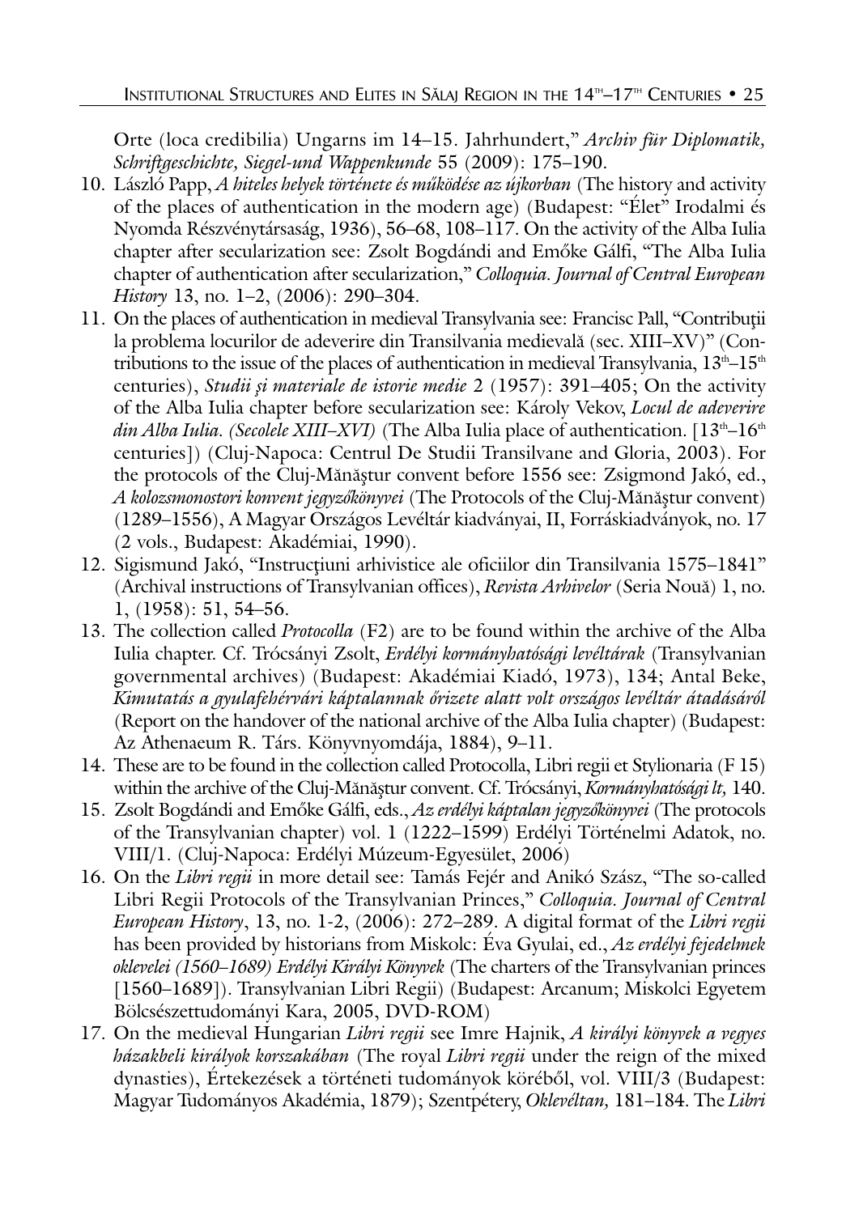Orte (loca credibilia) Ungarns im 14–15. Jahrhundert," *Archiv für Diplomatik, Schriftgeschichte, Siegel-und Wappenkunde* 55 (2009): 175–190.

10. László Papp, *A hiteles helyek története és működése az újkorban* (The history and activity of the places of authentication in the modern age) (Budapest: "Élet" Irodalmi és Nyomda Részvénytársaság, 1936), 56–68, 108–117. On the activity of the Alba Iulia chapter after secularization see: Zsolt Bogdándi and Emőke Gálfi, "The Alba Iulia chapter of authentication after secularization," *Colloquia. Journal of Central European History* 13, no. 1–2, (2006): 290–304.
11. On the places of authentication in medieval Transylvania see: Francisc Pall, "Contribuţii la problema locurilor de adeverire din Transilvania medievală (sec. XIII–XV)" (Contributions to the issue of the places of authentication in medieval Transylvania, 13th–15th centuries), *Studii şi materiale de istorie medie* 2 (1957): 391–405; On the activity of the Alba Iulia chapter before secularization see: Károly Vekov, *Locul de adeverire din Alba Iulia. (Secolele XIII–XVI)* (The Alba Iulia place of authentication. [13th–16th centuries]) (Cluj-Napoca: Centrul De Studii Transilvane and Gloria, 2003). For the protocols of the Cluj-Mănăştur convent before 1556 see: Zsigmond Jakó, ed., *A kolozsmonostori konvent jegyzőkönyvei* (The Protocols of the Cluj-Mănăştur convent) (1289–1556), A Magyar Országos Levéltár kiadványai, II, Forráskiadványok, no. 17 (2 vols., Budapest: Akadémiai, 1990).
12. Sigismund Jakó, "Instrucţiuni arhivistice ale oficiilor din Transilvania 1575–1841" (Archival instructions of Transylvanian offices), *Revista Arhivelor* (Seria Nouă) 1, no. 1, (1958): 51, 54–56.
13. The collection called *Protocolla* (F2) are to be found within the archive of the Alba Iulia chapter. Cf. Trócsányi Zsolt, *Erdélyi kormányhatósági levéltárak* (Transylvanian governmental archives) (Budapest: Akadémiai Kiadó, 1973), 134; Antal Beke, *Kimutatás a gyulafehérvári káptalannak őrizete alatt volt országos levéltár átadásáról* (Report on the handover of the national archive of the Alba Iulia chapter) (Budapest: Az Athenaeum R. Társ. Könyvnyomdája, 1884), 9–11.
14. These are to be found in the collection called Protocolla, Libri regii et Stylionaria (F 15) within the archive of the Cluj-Mănăştur convent. Cf. Trócsányi, *Kormányhatósági lt,* 140.
15. Zsolt Bogdándi and Emőke Gálfi, eds., *Az erdélyi káptalan jegyzőkönyvei* (The protocols of the Transylvanian chapter) vol. 1 (1222–1599) Erdélyi Történelmi Adatok, no. VIII/1. (Cluj-Napoca: Erdélyi Múzeum-Egyesület, 2006)
16. On the *Libri regii* in more detail see: Tamás Fejér and Anikó Szász, "The so-called Libri Regii Protocols of the Transylvanian Princes," *Colloquia. Journal of Central European History*, 13, no. 1-2, (2006): 272–289. A digital format of the *Libri regii* has been provided by historians from Miskolc: Éva Gyulai, ed., *Az erdélyi fejedelmek oklevelei (1560–1689) Erdélyi Királyi Könyvek* (The charters of the Transylvanian princes [1560–1689]). Transylvanian Libri Regii) (Budapest: Arcanum; Miskolci Egyetem Bölcsészettudományi Kara, 2005, DVD-ROM)
17. On the medieval Hungarian *Libri regii* see Imre Hajnik, *A királyi könyvek a vegyes házakbeli királyok korszakában* (The royal *Libri regii* under the reign of the mixed dynasties), Értekezések a történeti tudományok köréből, vol. VIII/3 (Budapest: Magyar Tudományos Akadémia, 1879); Szentpétery, *Oklevéltan,* 181–184. The *Libri*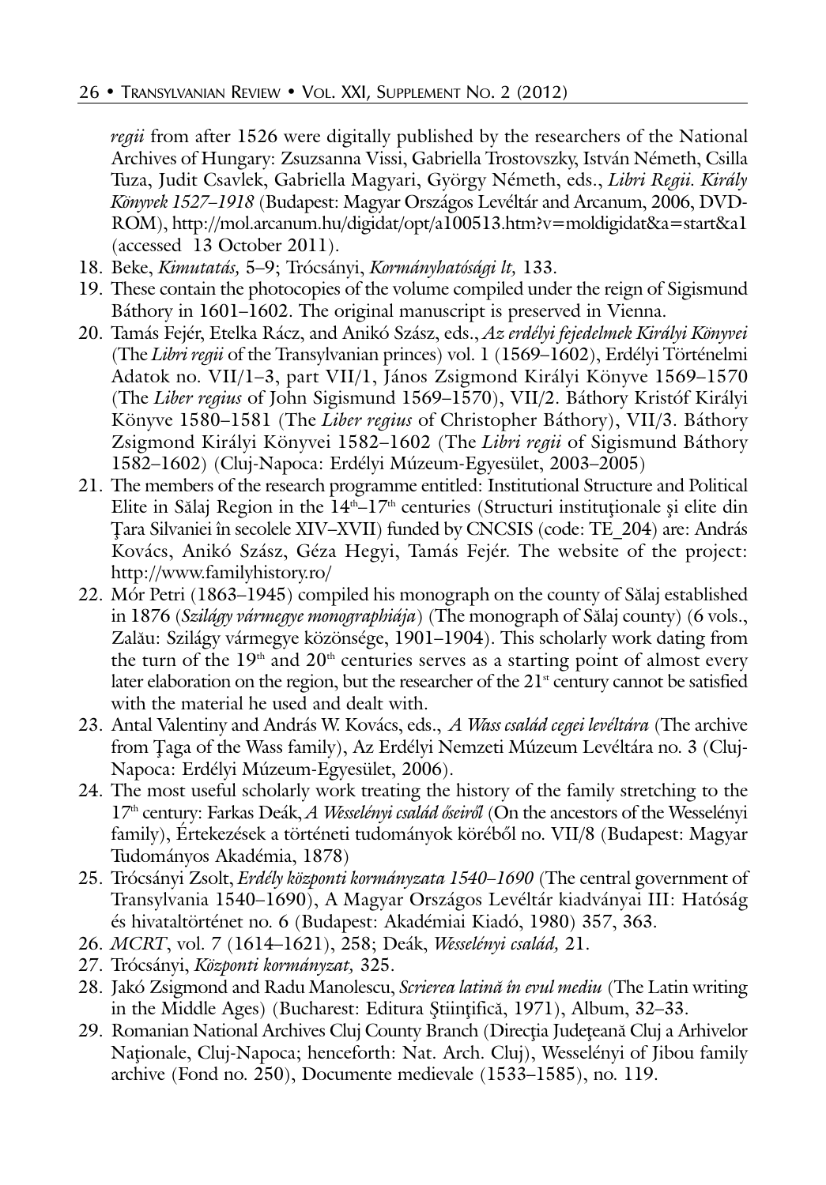*regii* from after 1526 were digitally published by the researchers of the National Archives of Hungary: Zsuzsanna Vissi, Gabriella Trostovszky, István Németh, Csilla Tuza, Judit Csavlek, Gabriella Magyari, György Németh, eds., *Libri Regii. Király Könyvek 1527–1918* (Budapest: Magyar Országos Levéltár and Arcanum, 2006, DVD-ROM), http://mol.arcanum.hu/digidat/opt/a100513.htm?v=moldigidat&a=start&a1 (accessed 13 October 2011).

18. Beke, *Kimutatás,* 5–9; Trócsányi, *Kormányhatósági lt,* 133.
19. These contain the photocopies of the volume compiled under the reign of Sigismund Báthory in 1601–1602. The original manuscript is preserved in Vienna.
20. Tamás Fejér, Etelka Rácz, and Anikó Szász, eds., *Az erdélyi fejedelmek Királyi Könyvei* (The *Libri regii* of the Transylvanian princes) vol. 1 (1569–1602), Erdélyi Történelmi Adatok no. VII/1–3, part VII/1, János Zsigmond Királyi Könyve 1569–1570 (The *Liber regius* of John Sigismund 1569–1570), VII/2. Báthory Kristóf Királyi Könyve 1580–1581 (The *Liber regius* of Christopher Báthory), VII/3. Báthory Zsigmond Királyi Könyvei 1582–1602 (The *Libri regii* of Sigismund Báthory 1582–1602) (Cluj-Napoca: Erdélyi Múzeum-Egyesület, 2003–2005)
21. The members of the research programme entitled: Institutional Structure and Political Elite in Sălaj Region in the 14th–17th centuries (Structuri instituţionale şi elite din Ţara Silvaniei în secolele XIV–XVII) funded by CNCSIS (code: TE_204) are: András Kovács, Anikó Szász, Géza Hegyi, Tamás Fejér. The website of the project: http://www.familyhistory.ro/
22. Mór Petri (1863–1945) compiled his monograph on the county of Sălaj established in 1876 (*Szilágy vármegye monographiája*) (The monograph of Sălaj county) (6 vols., Zalău: Szilágy vármegye közönsége, 1901–1904). This scholarly work dating from the turn of the 19th and 20th centuries serves as a starting point of almost every later elaboration on the region, but the researcher of the 21st century cannot be satisfied with the material he used and dealt with.
23. Antal Valentiny and András W. Kovács, eds., *A Wass család cegei levéltára* (The archive from Ţaga of the Wass family), Az Erdélyi Nemzeti Múzeum Levéltára no. 3 (Cluj-Napoca: Erdélyi Múzeum-Egyesület, 2006).
24. The most useful scholarly work treating the history of the family stretching to the 17th century: Farkas Deák, *A Wesselényi család őseiről* (On the ancestors of the Wesselényi family), Értekezések a történeti tudományok köréből no. VII/8 (Budapest: Magyar Tudományos Akadémia, 1878)
25. Trócsányi Zsolt, *Erdély központi kormányzata 1540–1690* (The central government of Transylvania 1540–1690), A Magyar Országos Levéltár kiadványai III: Hatóság és hivataltörténet no. 6 (Budapest: Akadémiai Kiadó, 1980) 357, 363.
26. *MCRT*, vol. 7 (1614–1621), 258; Deák, *Wesselényi család,* 21.
27. Trócsányi, *Központi kormányzat,* 325.
28. Jakó Zsigmond and Radu Manolescu, *Scrierea latină în evul mediu* (The Latin writing in the Middle Ages) (Bucharest: Editura Ştiinţifică, 1971), Album, 32–33.
29. Romanian National Archives Cluj County Branch (Direcţia Judeţeană Cluj a Arhivelor Naţionale, Cluj-Napoca; henceforth: Nat. Arch. Cluj), Wesselényi of Jibou family archive (Fond no. 250), Documente medievale (1533–1585), no. 119.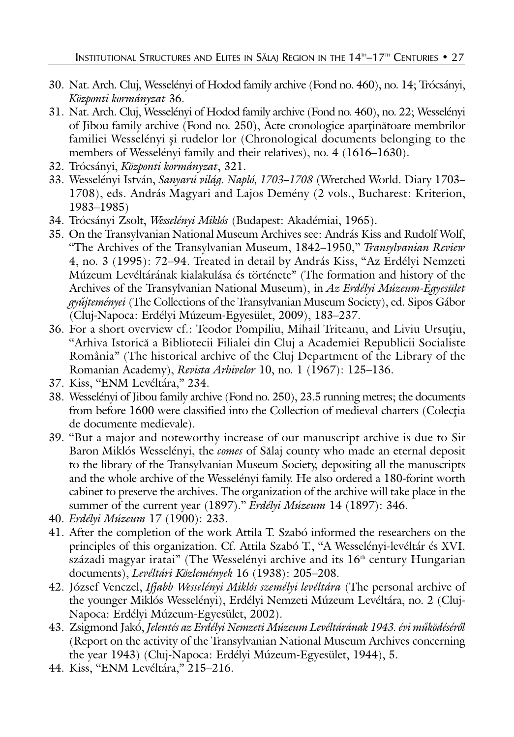30. Nat. Arch. Cluj, Wesselényi of Hodod family archive (Fond no. 460), no. 14; Trócsányi, *Központi kormányzat* 36.
31. Nat. Arch. Cluj, Wesselényi of Hodod family archive (Fond no. 460), no. 22; Wesselényi of Jibou family archive (Fond no. 250), Acte cronologice aparţinătoare membrilor familiei Wesselényi şi rudelor lor (Chronological documents belonging to the members of Wesselényi family and their relatives), no. 4 (1616–1630).
32. Trócsányi, *Központi kormányzat*, 321.
33. Wesselényi István, *Sanyarú világ. Napló, 1703–1708* (Wretched World. Diary 1703–1708), eds. András Magyari and Lajos Demény (2 vols., Bucharest: Kriterion, 1983–1985)
34. Trócsányi Zsolt, *Wesselényi Miklós* (Budapest: Akadémiai, 1965).
35. On the Transylvanian National Museum Archives see: András Kiss and Rudolf Wolf, "The Archives of the Transylvanian Museum, 1842–1950," *Transylvanian Review* 4, no. 3 (1995): 72–94. Treated in detail by András Kiss, "Az Erdélyi Nemzeti Múzeum Levéltárának kialakulása és története" (The formation and history of the Archives of the Transylvanian National Museum), in *Az Erdélyi Múzeum-Egyesület gyűjteményei* (The Collections of the Transylvanian Museum Society), ed. Sipos Gábor (Cluj-Napoca: Erdélyi Múzeum-Egyesület, 2009), 183–237.
36. For a short overview cf.: Teodor Pompiliu, Mihail Triteanu, and Liviu Ursuţiu, "Arhiva Istorică a Bibliotecii Filialei din Cluj a Academiei Republicii Socialiste România" (The historical archive of the Cluj Department of the Library of the Romanian Academy), *Revista Arhivelor* 10, no. 1 (1967): 125–136.
37. Kiss, "ENM Levéltára," 234.
38. Wesselényi of Jibou family archive (Fond no. 250), 23.5 running metres; the documents from before 1600 were classified into the Collection of medieval charters (Colecţia de documente medievale).
39. "But a major and noteworthy increase of our manuscript archive is due to Sir Baron Miklós Wesselényi, the *comes* of Sălaj county who made an eternal deposit to the library of the Transylvanian Museum Society, depositing all the manuscripts and the whole archive of the Wesselényi family. He also ordered a 180-forint worth cabinet to preserve the archives. The organization of the archive will take place in the summer of the current year (1897)." *Erdélyi Múzeum* 14 (1897): 346.
40. *Erdélyi Múzeum* 17 (1900): 233.
41. After the completion of the work Attila T. Szabó informed the researchers on the principles of this organization. Cf. Attila Szabó T., "A Wesselényi-levéltár és XVI. századi magyar iratai" (The Wesselényi archive and its 16th century Hungarian documents), *Levéltári Közlemények* 16 (1938): 205–208.
42. József Venczel, *Ifjabb Wesselényi Miklós személyi levéltára* (The personal archive of the younger Miklós Wesselényi), Erdélyi Nemzeti Múzeum Levéltára, no. 2 (Cluj-Napoca: Erdélyi Múzeum-Egyesület, 2002).
43. Zsigmond Jakó, *Jelentés az Erdélyi Nemzeti Múzeum Levéltárának 1943. évi működéséről* (Report on the activity of the Transylvanian National Museum Archives concerning the year 1943) (Cluj-Napoca: Erdélyi Múzeum-Egyesület, 1944), 5.
44. Kiss, "ENM Levéltára," 215–216.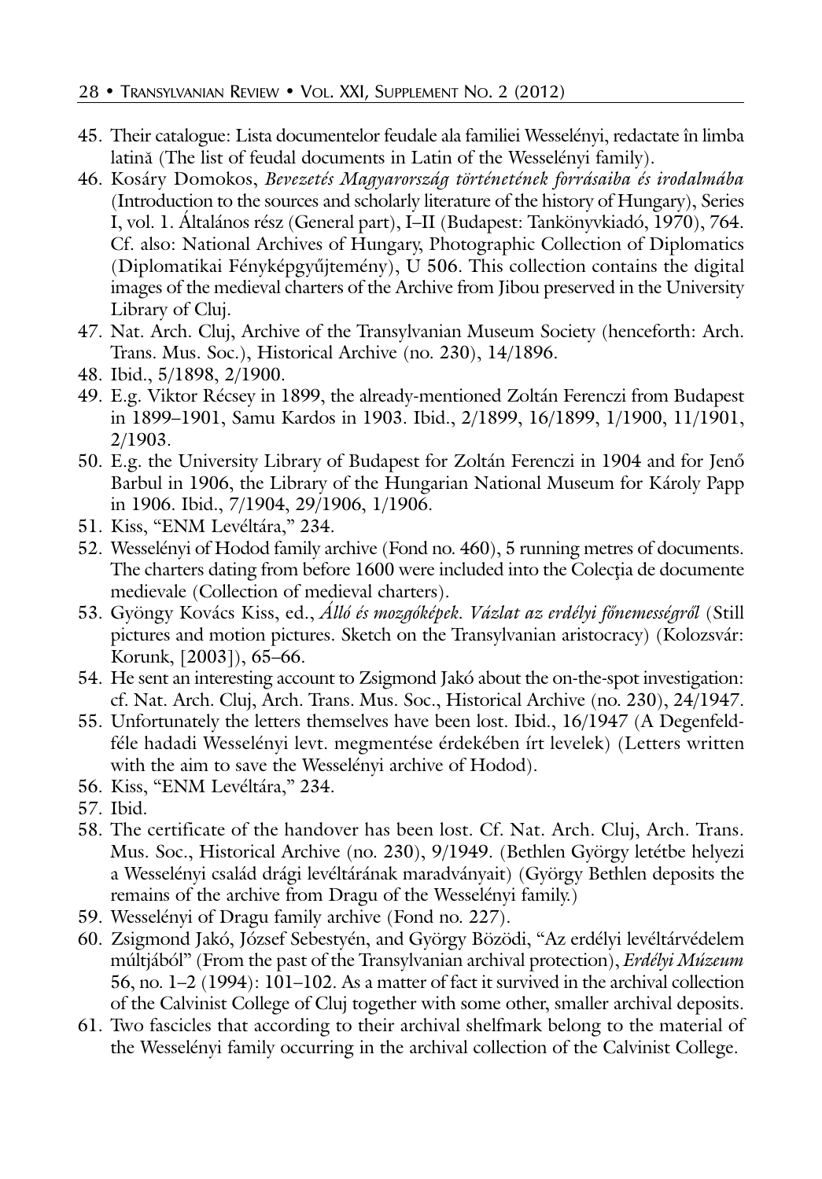45. Their catalogue: Lista documentelor feudale ala familiei Wesselényi, redactate în limba latină (The list of feudal documents in Latin of the Wesselényi family).
46. Kosáry Domokos, *Bevezetés Magyarország történetének forrásaiba és irodalmába* (Introduction to the sources and scholarly literature of the history of Hungary), Series I, vol. 1. Általános rész (General part), I–II (Budapest: Tankönyvkiadó, 1970), 764. Cf. also: National Archives of Hungary, Photographic Collection of Diplomatics (Diplomatikai Fényképgyűjtemény), U 506. This collection contains the digital images of the medieval charters of the Archive from Jibou preserved in the University Library of Cluj.
47. Nat. Arch. Cluj, Archive of the Transylvanian Museum Society (henceforth: Arch. Trans. Mus. Soc.), Historical Archive (no. 230), 14/1896.
48. Ibid., 5/1898, 2/1900.
49. E.g. Viktor Récsey in 1899, the already-mentioned Zoltán Ferenczi from Budapest in 1899–1901, Samu Kardos in 1903. Ibid., 2/1899, 16/1899, 1/1900, 11/1901, 2/1903.
50. E.g. the University Library of Budapest for Zoltán Ferenczi in 1904 and for Jenő Barbul in 1906, the Library of the Hungarian National Museum for Károly Papp in 1906. Ibid., 7/1904, 29/1906, 1/1906.
51. Kiss, "ENM Levéltára," 234.
52. Wesselényi of Hodod family archive (Fond no. 460), 5 running metres of documents. The charters dating from before 1600 were included into the Colecţia de documente medievale (Collection of medieval charters).
53. Gyöngy Kovács Kiss, ed., *Álló és mozgóképek. Vázlat az erdélyi főnemességről* (Still pictures and motion pictures. Sketch on the Transylvanian aristocracy) (Kolozsvár: Korunk, [2003]), 65–66.
54. He sent an interesting account to Zsigmond Jakó about the on-the-spot investigation: cf. Nat. Arch. Cluj, Arch. Trans. Mus. Soc., Historical Archive (no. 230), 24/1947.
55. Unfortunately the letters themselves have been lost. Ibid., 16/1947 (A Degenfeld-féle hadadi Wesselényi levt. megmentése érdekében írt levelek) (Letters written with the aim to save the Wesselényi archive of Hodod).
56. Kiss, "ENM Levéltára," 234.
57. Ibid.
58. The certificate of the handover has been lost. Cf. Nat. Arch. Cluj, Arch. Trans. Mus. Soc., Historical Archive (no. 230), 9/1949. (Bethlen György letétbe helyezi a Wesselényi család drági levéltárának maradványait) (György Bethlen deposits the remains of the archive from Dragu of the Wesselényi family.)
59. Wesselényi of Dragu family archive (Fond no. 227).
60. Zsigmond Jakó, József Sebestyén, and György Bözödi, "Az erdélyi levéltárvédelem múltjából" (From the past of the Transylvanian archival protection), *Erdélyi Múzeum* 56, no. 1–2 (1994): 101–102. As a matter of fact it survived in the archival collection of the Calvinist College of Cluj together with some other, smaller archival deposits.
61. Two fascicles that according to their archival shelfmark belong to the material of the Wesselényi family occurring in the archival collection of the Calvinist College.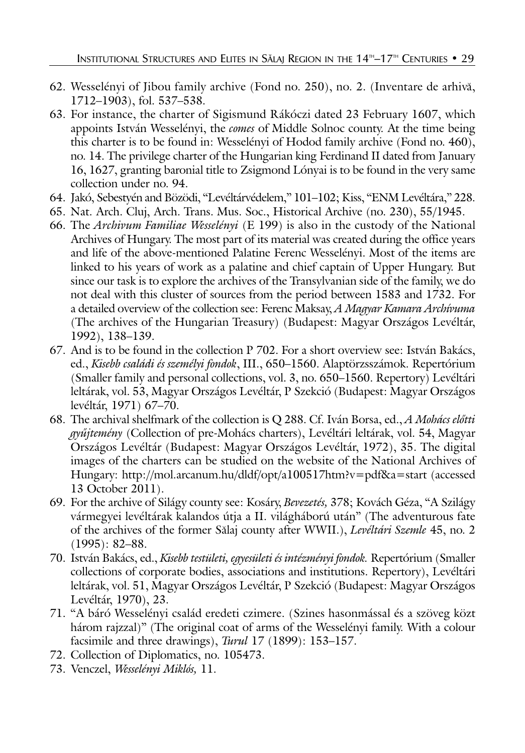62. Wesselényi of Jibou family archive (Fond no. 250), no. 2. (Inventare de arhivă, 1712–1903), fol. 537–538.
63. For instance, the charter of Sigismund Rákóczi dated 23 February 1607, which appoints István Wesselényi, the *comes* of Middle Solnoc county. At the time being this charter is to be found in: Wesselényi of Hodod family archive (Fond no. 460), no. 14. The privilege charter of the Hungarian king Ferdinand II dated from January 16, 1627, granting baronial title to Zsigmond Lónyai is to be found in the very same collection under no. 94.
64. Jakó, Sebestyén and Bözödi, "Levéltárvédelem," 101–102; Kiss, "ENM Levéltára," 228.
65. Nat. Arch. Cluj, Arch. Trans. Mus. Soc., Historical Archive (no. 230), 55/1945.
66. The *Archivum Familiae Wesselényi* (E 199) is also in the custody of the National Archives of Hungary. The most part of its material was created during the office years and life of the above-mentioned Palatine Ferenc Wesselényi. Most of the items are linked to his years of work as a palatine and chief captain of Upper Hungary. But since our task is to explore the archives of the Transylvanian side of the family, we do not deal with this cluster of sources from the period between 1583 and 1732. For a detailed overview of the collection see: Ferenc Maksay, *A Magyar Kamara Archívuma* (The archives of the Hungarian Treasury) (Budapest: Magyar Országos Levéltár, 1992), 138–139.
67. And is to be found in the collection P 702. For a short overview see: István Bakács, ed., *Kisebb családi és személyi fondok*, III., 650–1560. Alaptörzsszámok. Repertórium (Smaller family and personal collections, vol. 3, no. 650–1560. Repertory) Levéltári leltárak, vol. 53, Magyar Országos Levéltár, P Szekció (Budapest: Magyar Országos levéltár, 1971) 67–70.
68. The archival shelfmark of the collection is Q 288. Cf. Iván Borsa, ed., *A Mohács előtti gyűjtemény* (Collection of pre-Mohács charters), Levéltári leltárak, vol. 54, Magyar Országos Levéltár (Budapest: Magyar Országos Levéltár, 1972), 35. The digital images of the charters can be studied on the website of the National Archives of Hungary: http://mol.arcanum.hu/dldf/opt/a100517htm?v=pdf&a=start (accessed 13 October 2011).
69. For the archive of Silágy county see: Kosáry, *Bevezetés,* 378; Kovách Géza, "A Szilágy vármegyei levéltárak kalandos útja a II. világháború után" (The adventurous fate of the archives of the former Sălaj county after WWII.), *Levéltári Szemle* 45, no. 2 (1995): 82–88.
70. István Bakács, ed., *Kisebb testületi, egyesületi és intézményi fondok.* Repertórium (Smaller collections of corporate bodies, associations and institutions. Repertory), Levéltári leltárak, vol. 51, Magyar Országos Levéltár, P Szekció (Budapest: Magyar Országos Levéltár, 1970), 23.
71. "A báró Wesselényi család eredeti czimere. (Szines hasonmással és a szöveg közt három rajzzal)" (The original coat of arms of the Wesselényi family. With a colour facsimile and three drawings), *Turul* 17 (1899): 153–157.
72. Collection of Diplomatics, no. 105473.
73. Venczel, *Wesselényi Miklós,* 11.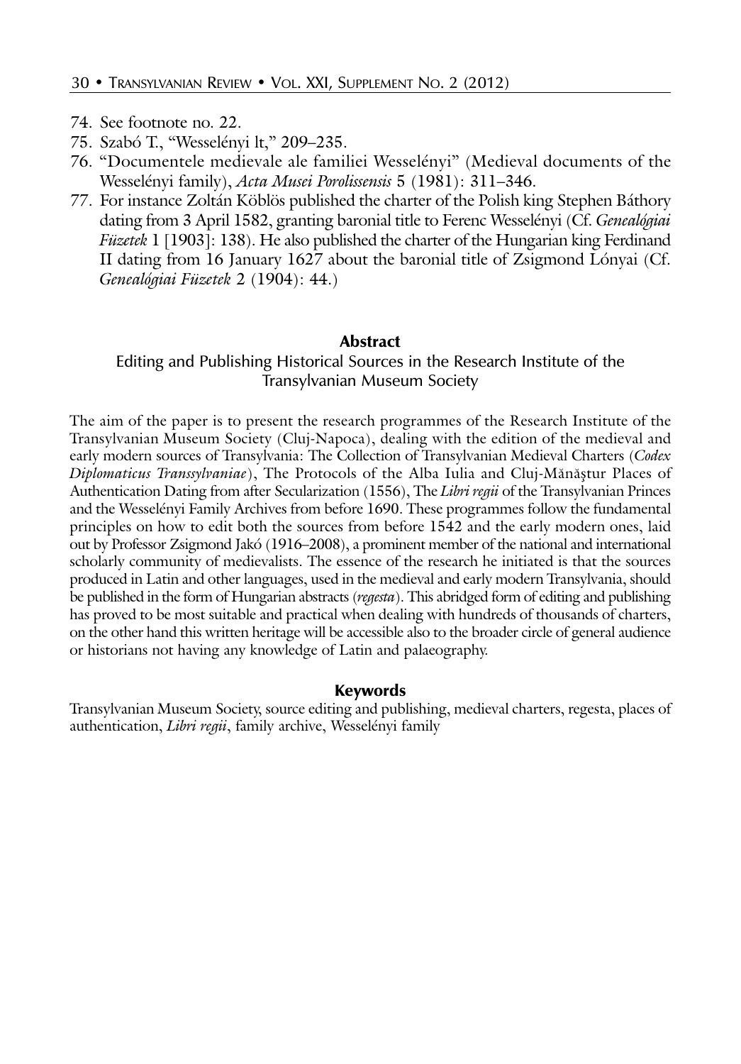74. See footnote no. 22.
75. Szabó T., "Wesselényi lt," 209–235.
76. "Documentele medievale ale familiei Wesselényi" (Medieval documents of the Wesselényi family), *Acta Musei Porolissensis* 5 (1981): 311–346.
77. For instance Zoltán Köblös published the charter of the Polish king Stephen Báthory dating from 3 April 1582, granting baronial title to Ferenc Wesselényi (Cf. *Genealógiai Füzetek* 1 [1903]: 138). He also published the charter of the Hungarian king Ferdinand II dating from 16 January 1627 about the baronial title of Zsigmond Lónyai (Cf. *Genealógiai Füzetek* 2 (1904): 44.)

## Abstract

### Editing and Publishing Historical Sources in the Research Institute of the Transylvanian Museum Society

The aim of the paper is to present the research programmes of the Research Institute of the Transylvanian Museum Society (Cluj-Napoca), dealing with the edition of the medieval and early modern sources of Transylvania: The Collection of Transylvanian Medieval Charters (*Codex Diplomaticus Transsylvaniae*), The Protocols of the Alba Iulia and Cluj-Mănăştur Places of Authentication Dating from after Secularization (1556), The *Libri regii* of the Transylvanian Princes and the Wesselényi Family Archives from before 1690. These programmes follow the fundamental principles on how to edit both the sources from before 1542 and the early modern ones, laid out by Professor Zsigmond Jakó (1916–2008), a prominent member of the national and international scholarly community of medievalists. The essence of the research he initiated is that the sources produced in Latin and other languages, used in the medieval and early modern Transylvania, should be published in the form of Hungarian abstracts (*regesta*). This abridged form of editing and publishing has proved to be most suitable and practical when dealing with hundreds of thousands of charters, on the other hand this written heritage will be accessible also to the broader circle of general audience or historians not having any knowledge of Latin and palaeography.

## Keywords

Transylvanian Museum Society, source editing and publishing, medieval charters, regesta, places of authentication, *Libri regii*, family archive, Wesselényi family